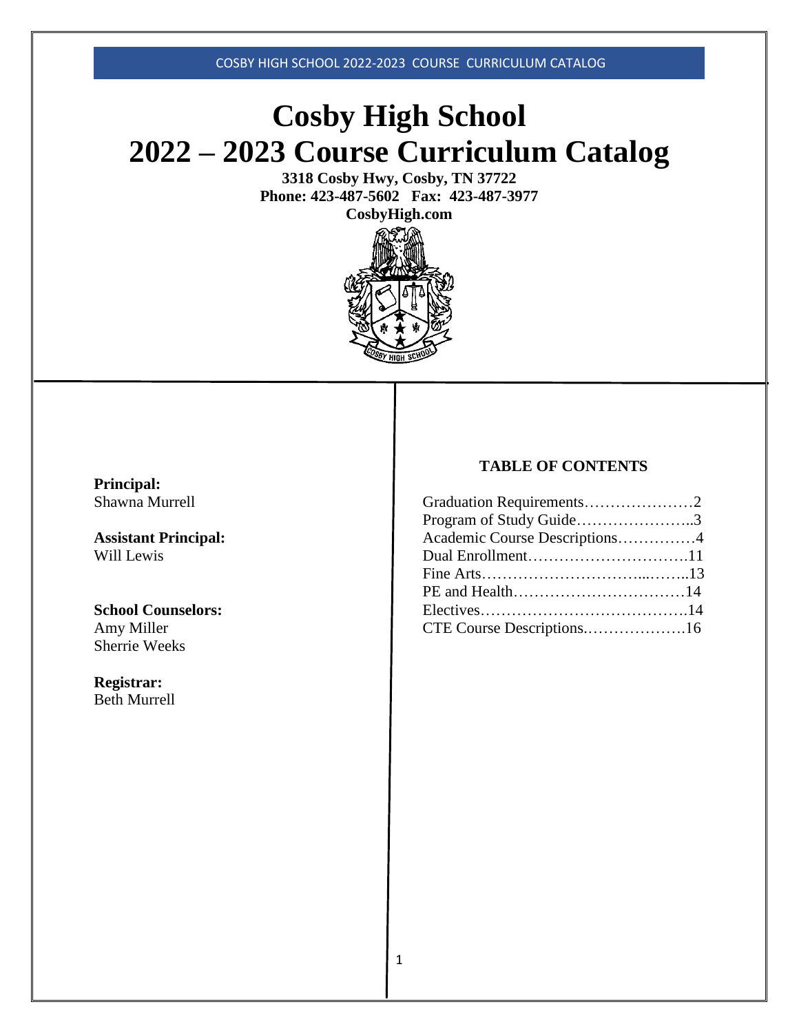# Cosby High School
# 2022 – 2023 Course Curriculum Catalog

**3318 Cosby Hwy, Cosby, TN 37722**
**Phone: 423-487-5602 Fax: 423-487-3977**
**CosbyHigh.com**

**Principal:**
Shawna Murrell

**Assistant Principal:**
Will Lewis

**School Counselors:**
Amy Miller
Sherrie Weeks

**Registrar:**
Beth Murrell

## TABLE OF CONTENTS

Graduation Requirements…………………2
Program of Study Guide…………………..3
Academic Course Descriptions……………4
Dual Enrollment………………………….11
Fine Arts…………………………...……..13
PE and Health……………………………14
Electives………………………………….14
CTE Course Descriptions.……………….16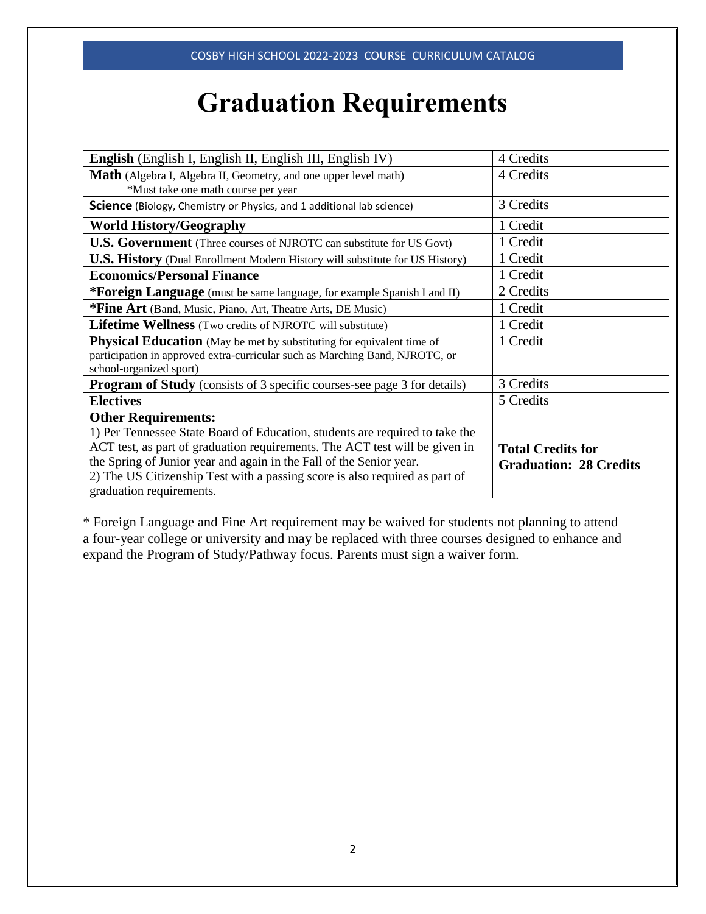# Graduation Requirements

| Requirement | Credits |
|---|---|
| **English** (English I, English II, English III, English IV) | 4 Credits |
| **Math** (Algebra I, Algebra II, Geometry, and one upper level math) *Must take one math course per year | 4 Credits |
| **Science** (Biology, Chemistry or Physics, and 1 additional lab science) | 3 Credits |
| **World History/Geography** | 1 Credit |
| **U.S. Government** (Three courses of NJROTC can substitute for US Govt) | 1 Credit |
| **U.S. History** (Dual Enrollment Modern History will substitute for US History) | 1 Credit |
| **Economics/Personal Finance** | 1 Credit |
| ***Foreign Language** (must be same language, for example Spanish I and II) | 2 Credits |
| ***Fine Art** (Band, Music, Piano, Art, Theatre Arts, DE Music) | 1 Credit |
| **Lifetime Wellness** (Two credits of NJROTC will substitute) | 1 Credit |
| **Physical Education** (May be met by substituting for equivalent time of participation in approved extra-curricular such as Marching Band, NJROTC, or school-organized sport) | 1 Credit |
| **Program of Study** (consists of 3 specific courses-see page 3 for details) | 3 Credits |
| **Electives** | 5 Credits |
| **Other Requirements:** 1) Per Tennessee State Board of Education, students are required to take the ACT test, as part of graduation requirements. The ACT test will be given in the Spring of Junior year and again in the Fall of the Senior year. 2) The US Citizenship Test with a passing score is also required as part of graduation requirements. | **Total Credits for Graduation: 28 Credits** |

* Foreign Language and Fine Art requirement may be waived for students not planning to attend a four-year college or university and may be replaced with three courses designed to enhance and expand the Program of Study/Pathway focus. Parents must sign a waiver form.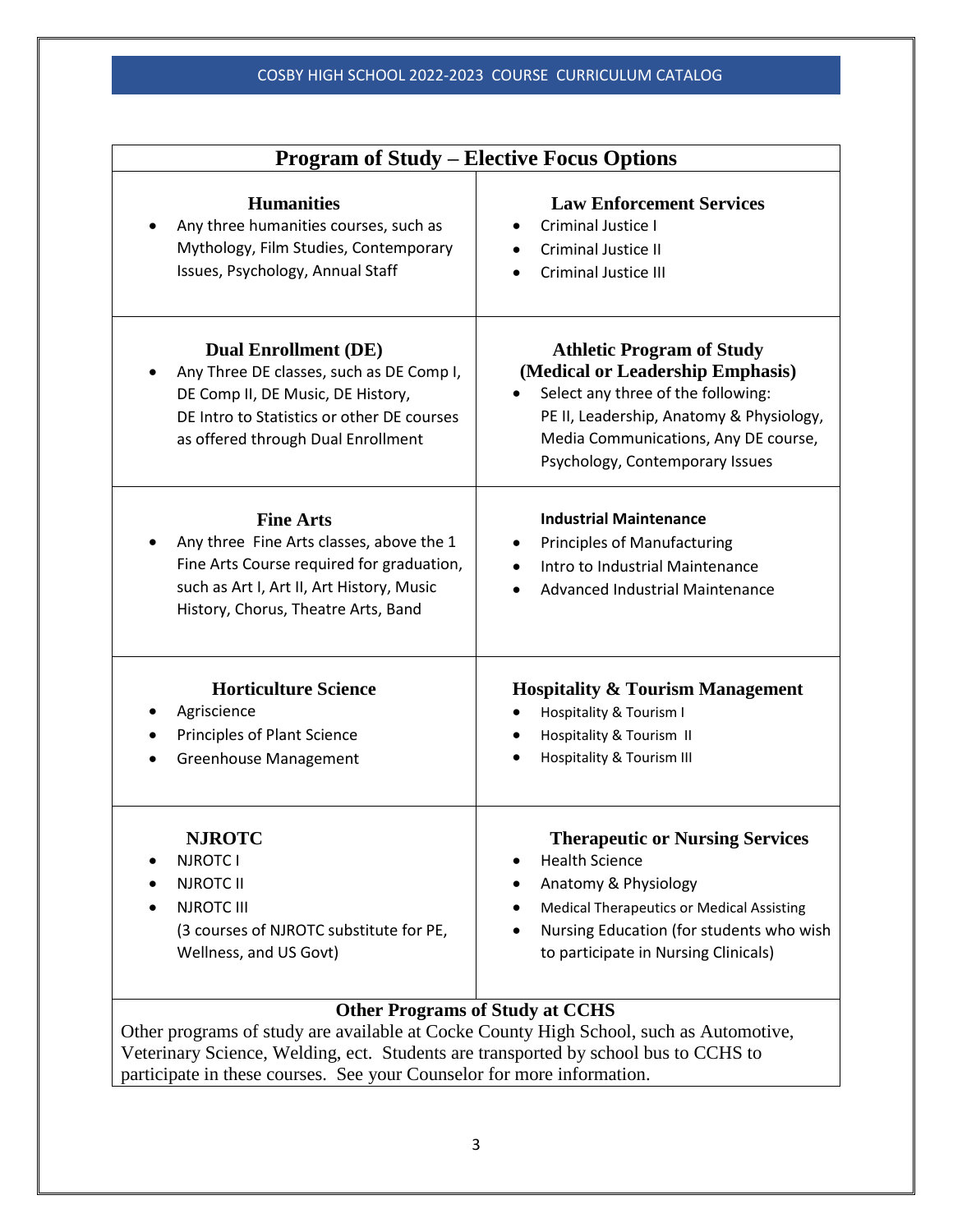## Program of Study – Elective Focus Options

### Humanities

- Any three humanities courses, such as Mythology, Film Studies, Contemporary Issues, Psychology, Annual Staff

### Law Enforcement Services

- Criminal Justice I
- Criminal Justice II
- Criminal Justice III

### Dual Enrollment (DE)

- Any Three DE classes, such as DE Comp I, DE Comp II, DE Music, DE History, DE Intro to Statistics or other DE courses as offered through Dual Enrollment

### Athletic Program of Study (Medical or Leadership Emphasis)

- Select any three of the following: PE II, Leadership, Anatomy & Physiology, Media Communications, Any DE course, Psychology, Contemporary Issues

### Fine Arts

- Any three Fine Arts classes, above the 1 Fine Arts Course required for graduation, such as Art I, Art II, Art History, Music History, Chorus, Theatre Arts, Band

### Industrial Maintenance

- Principles of Manufacturing
- Intro to Industrial Maintenance
- Advanced Industrial Maintenance

### Horticulture Science

- Agriscience
- Principles of Plant Science
- Greenhouse Management

### Hospitality & Tourism Management

- Hospitality & Tourism I
- Hospitality & Tourism II
- Hospitality & Tourism III

### NJROTC

- NJROTC I
- NJROTC II
- NJROTC III
  (3 courses of NJROTC substitute for PE, Wellness, and US Govt)

### Therapeutic or Nursing Services

- Health Science
- Anatomy & Physiology
- Medical Therapeutics or Medical Assisting
- Nursing Education (for students who wish to participate in Nursing Clinicals)

### Other Programs of Study at CCHS

Other programs of study are available at Cocke County High School, such as Automotive, Veterinary Science, Welding, ect. Students are transported by school bus to CCHS to participate in these courses. See your Counselor for more information.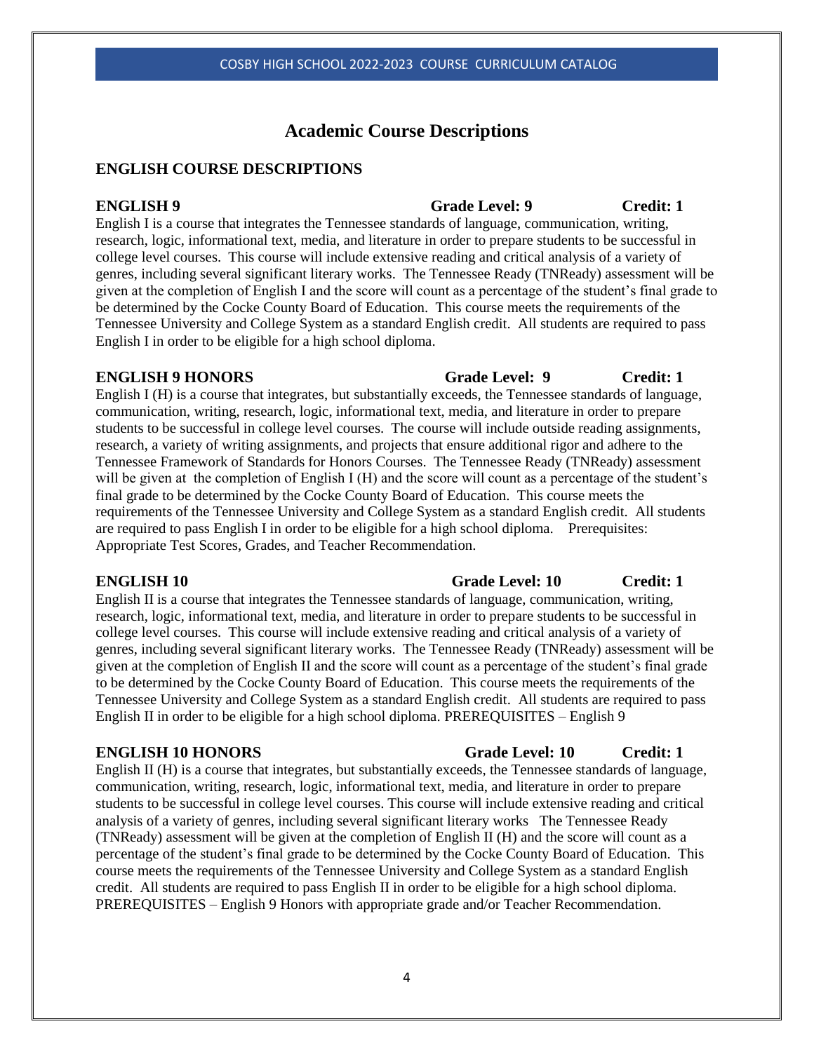# Academic Course Descriptions

## ENGLISH COURSE DESCRIPTIONS

**ENGLISH 9 — Grade Level: 9 — Credit: 1**

English I is a course that integrates the Tennessee standards of language, communication, writing, research, logic, informational text, media, and literature in order to prepare students to be successful in college level courses. This course will include extensive reading and critical analysis of a variety of genres, including several significant literary works. The Tennessee Ready (TNReady) assessment will be given at the completion of English I and the score will count as a percentage of the student's final grade to be determined by the Cocke County Board of Education. This course meets the requirements of the Tennessee University and College System as a standard English credit. All students are required to pass English I in order to be eligible for a high school diploma.

**ENGLISH 9 HONORS — Grade Level: 9 — Credit: 1**

English I (H) is a course that integrates, but substantially exceeds, the Tennessee standards of language, communication, writing, research, logic, informational text, media, and literature in order to prepare students to be successful in college level courses. The course will include outside reading assignments, research, a variety of writing assignments, and projects that ensure additional rigor and adhere to the Tennessee Framework of Standards for Honors Courses. The Tennessee Ready (TNReady) assessment will be given at the completion of English I (H) and the score will count as a percentage of the student's final grade to be determined by the Cocke County Board of Education. This course meets the requirements of the Tennessee University and College System as a standard English credit. All students are required to pass English I in order to be eligible for a high school diploma. Prerequisites: Appropriate Test Scores, Grades, and Teacher Recommendation.

**ENGLISH 10 — Grade Level: 10 — Credit: 1**

English II is a course that integrates the Tennessee standards of language, communication, writing, research, logic, informational text, media, and literature in order to prepare students to be successful in college level courses. This course will include extensive reading and critical analysis of a variety of genres, including several significant literary works. The Tennessee Ready (TNReady) assessment will be given at the completion of English II and the score will count as a percentage of the student's final grade to be determined by the Cocke County Board of Education. This course meets the requirements of the Tennessee University and College System as a standard English credit. All students are required to pass English II in order to be eligible for a high school diploma. PREREQUISITES – English 9

**ENGLISH 10 HONORS — Grade Level: 10 — Credit: 1**

English II (H) is a course that integrates, but substantially exceeds, the Tennessee standards of language, communication, writing, research, logic, informational text, media, and literature in order to prepare students to be successful in college level courses. This course will include extensive reading and critical analysis of a variety of genres, including several significant literary works The Tennessee Ready (TNReady) assessment will be given at the completion of English II (H) and the score will count as a percentage of the student's final grade to be determined by the Cocke County Board of Education. This course meets the requirements of the Tennessee University and College System as a standard English credit. All students are required to pass English II in order to be eligible for a high school diploma. PREREQUISITES – English 9 Honors with appropriate grade and/or Teacher Recommendation.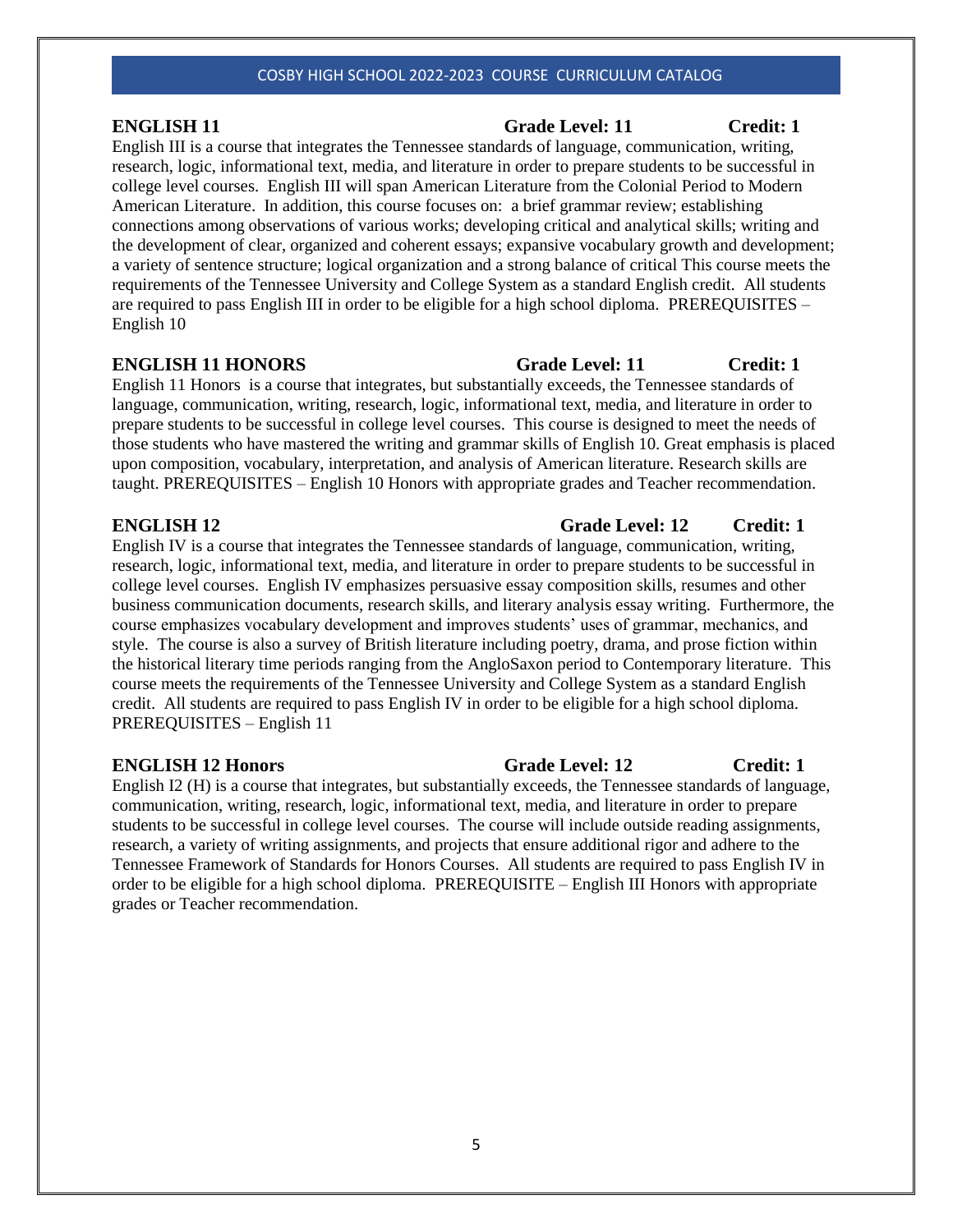### ENGLISH 11 &nbsp;&nbsp;&nbsp;&nbsp; Grade Level: 11 &nbsp;&nbsp;&nbsp;&nbsp; Credit: 1

English III is a course that integrates the Tennessee standards of language, communication, writing, research, logic, informational text, media, and literature in order to prepare students to be successful in college level courses. English III will span American Literature from the Colonial Period to Modern American Literature. In addition, this course focuses on: a brief grammar review; establishing connections among observations of various works; developing critical and analytical skills; writing and the development of clear, organized and coherent essays; expansive vocabulary growth and development; a variety of sentence structure; logical organization and a strong balance of critical This course meets the requirements of the Tennessee University and College System as a standard English credit. All students are required to pass English III in order to be eligible for a high school diploma. PREREQUISITES – English 10

### ENGLISH 11 HONORS &nbsp;&nbsp;&nbsp;&nbsp; Grade Level: 11 &nbsp;&nbsp;&nbsp;&nbsp; Credit: 1

English 11 Honors is a course that integrates, but substantially exceeds, the Tennessee standards of language, communication, writing, research, logic, informational text, media, and literature in order to prepare students to be successful in college level courses. This course is designed to meet the needs of those students who have mastered the writing and grammar skills of English 10. Great emphasis is placed upon composition, vocabulary, interpretation, and analysis of American literature. Research skills are taught. PREREQUISITES – English 10 Honors with appropriate grades and Teacher recommendation.

### ENGLISH 12 &nbsp;&nbsp;&nbsp;&nbsp; Grade Level: 12 &nbsp;&nbsp;&nbsp;&nbsp; Credit: 1

English IV is a course that integrates the Tennessee standards of language, communication, writing, research, logic, informational text, media, and literature in order to prepare students to be successful in college level courses. English IV emphasizes persuasive essay composition skills, resumes and other business communication documents, research skills, and literary analysis essay writing. Furthermore, the course emphasizes vocabulary development and improves students' uses of grammar, mechanics, and style. The course is also a survey of British literature including poetry, drama, and prose fiction within the historical literary time periods ranging from the AngloSaxon period to Contemporary literature. This course meets the requirements of the Tennessee University and College System as a standard English credit. All students are required to pass English IV in order to be eligible for a high school diploma. PREREQUISITES – English 11

### ENGLISH 12 Honors &nbsp;&nbsp;&nbsp;&nbsp; Grade Level: 12 &nbsp;&nbsp;&nbsp;&nbsp; Credit: 1

English I2 (H) is a course that integrates, but substantially exceeds, the Tennessee standards of language, communication, writing, research, logic, informational text, media, and literature in order to prepare students to be successful in college level courses. The course will include outside reading assignments, research, a variety of writing assignments, and projects that ensure additional rigor and adhere to the Tennessee Framework of Standards for Honors Courses. All students are required to pass English IV in order to be eligible for a high school diploma. PREREQUISITE – English III Honors with appropriate grades or Teacher recommendation.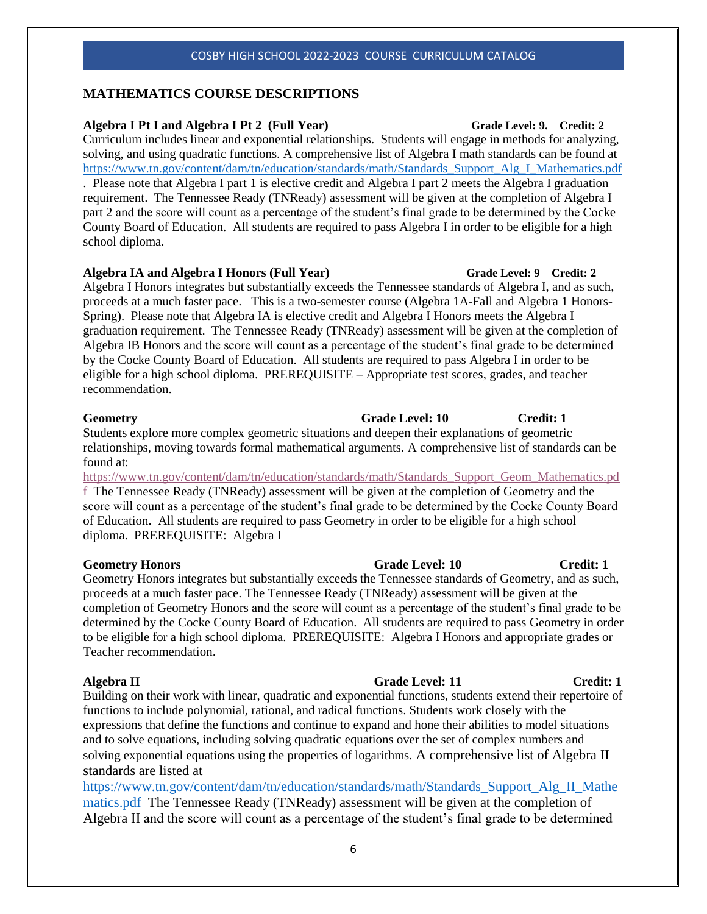## MATHEMATICS COURSE DESCRIPTIONS

**Algebra I Pt I and Algebra I Pt 2 (Full Year)** **Grade Level: 9. Credit: 2**

Curriculum includes linear and exponential relationships. Students will engage in methods for analyzing, solving, and using quadratic functions. A comprehensive list of Algebra I math standards can be found at https://www.tn.gov/content/dam/tn/education/standards/math/Standards_Support_Alg_I_Mathematics.pdf . Please note that Algebra I part 1 is elective credit and Algebra I part 2 meets the Algebra I graduation requirement. The Tennessee Ready (TNReady) assessment will be given at the completion of Algebra I part 2 and the score will count as a percentage of the student's final grade to be determined by the Cocke County Board of Education. All students are required to pass Algebra I in order to be eligible for a high school diploma.

**Algebra IA and Algebra I Honors (Full Year)** **Grade Level: 9 Credit: 2**

Algebra I Honors integrates but substantially exceeds the Tennessee standards of Algebra I, and as such, proceeds at a much faster pace. This is a two-semester course (Algebra 1A-Fall and Algebra 1 Honors-Spring). Please note that Algebra IA is elective credit and Algebra I Honors meets the Algebra I graduation requirement. The Tennessee Ready (TNReady) assessment will be given at the completion of Algebra IB Honors and the score will count as a percentage of the student's final grade to be determined by the Cocke County Board of Education. All students are required to pass Algebra I in order to be eligible for a high school diploma. PREREQUISITE – Appropriate test scores, grades, and teacher recommendation.

**Geometry** **Grade Level: 10** **Credit: 1**

Students explore more complex geometric situations and deepen their explanations of geometric relationships, moving towards formal mathematical arguments. A comprehensive list of standards can be found at:
https://www.tn.gov/content/dam/tn/education/standards/math/Standards_Support_Geom_Mathematics.pdf The Tennessee Ready (TNReady) assessment will be given at the completion of Geometry and the score will count as a percentage of the student's final grade to be determined by the Cocke County Board of Education. All students are required to pass Geometry in order to be eligible for a high school diploma. PREREQUISITE: Algebra I

**Geometry Honors** **Grade Level: 10** **Credit: 1**

Geometry Honors integrates but substantially exceeds the Tennessee standards of Geometry, and as such, proceeds at a much faster pace. The Tennessee Ready (TNReady) assessment will be given at the completion of Geometry Honors and the score will count as a percentage of the student's final grade to be determined by the Cocke County Board of Education. All students are required to pass Geometry in order to be eligible for a high school diploma. PREREQUISITE: Algebra I Honors and appropriate grades or Teacher recommendation.

**Algebra II** **Grade Level: 11** **Credit: 1**

Building on their work with linear, quadratic and exponential functions, students extend their repertoire of functions to include polynomial, rational, and radical functions. Students work closely with the expressions that define the functions and continue to expand and hone their abilities to model situations and to solve equations, including solving quadratic equations over the set of complex numbers and solving exponential equations using the properties of logarithms. A comprehensive list of Algebra II standards are listed at
https://www.tn.gov/content/dam/tn/education/standards/math/Standards_Support_Alg_II_Mathematics.pdf The Tennessee Ready (TNReady) assessment will be given at the completion of Algebra II and the score will count as a percentage of the student's final grade to be determined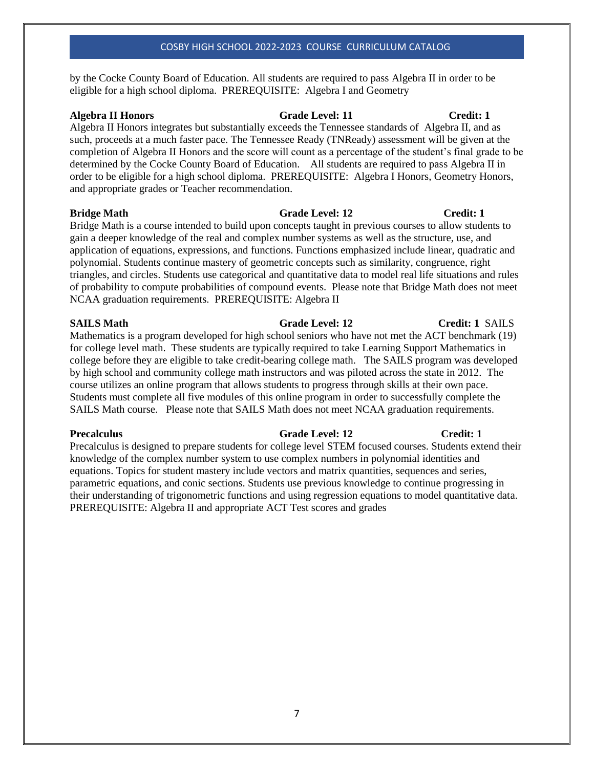by the Cocke County Board of Education. All students are required to pass Algebra II in order to be eligible for a high school diploma. PREREQUISITE: Algebra I and Geometry

**Algebra II Honors** **Grade Level: 11** **Credit: 1**

Algebra II Honors integrates but substantially exceeds the Tennessee standards of Algebra II, and as such, proceeds at a much faster pace. The Tennessee Ready (TNReady) assessment will be given at the completion of Algebra II Honors and the score will count as a percentage of the student's final grade to be determined by the Cocke County Board of Education. All students are required to pass Algebra II in order to be eligible for a high school diploma. PREREQUISITE: Algebra I Honors, Geometry Honors, and appropriate grades or Teacher recommendation.

**Bridge Math** **Grade Level: 12** **Credit: 1**

Bridge Math is a course intended to build upon concepts taught in previous courses to allow students to gain a deeper knowledge of the real and complex number systems as well as the structure, use, and application of equations, expressions, and functions. Functions emphasized include linear, quadratic and polynomial. Students continue mastery of geometric concepts such as similarity, congruence, right triangles, and circles. Students use categorical and quantitative data to model real life situations and rules of probability to compute probabilities of compound events. Please note that Bridge Math does not meet NCAA graduation requirements. PREREQUISITE: Algebra II

**SAILS Math** **Grade Level: 12** **Credit: 1**

SAILS Mathematics is a program developed for high school seniors who have not met the ACT benchmark (19) for college level math. These students are typically required to take Learning Support Mathematics in college before they are eligible to take credit-bearing college math. The SAILS program was developed by high school and community college math instructors and was piloted across the state in 2012. The course utilizes an online program that allows students to progress through skills at their own pace. Students must complete all five modules of this online program in order to successfully complete the SAILS Math course. Please note that SAILS Math does not meet NCAA graduation requirements.

**Precalculus** **Grade Level: 12** **Credit: 1**

Precalculus is designed to prepare students for college level STEM focused courses. Students extend their knowledge of the complex number system to use complex numbers in polynomial identities and equations. Topics for student mastery include vectors and matrix quantities, sequences and series, parametric equations, and conic sections. Students use previous knowledge to continue progressing in their understanding of trigonometric functions and using regression equations to model quantitative data. PREREQUISITE: Algebra II and appropriate ACT Test scores and grades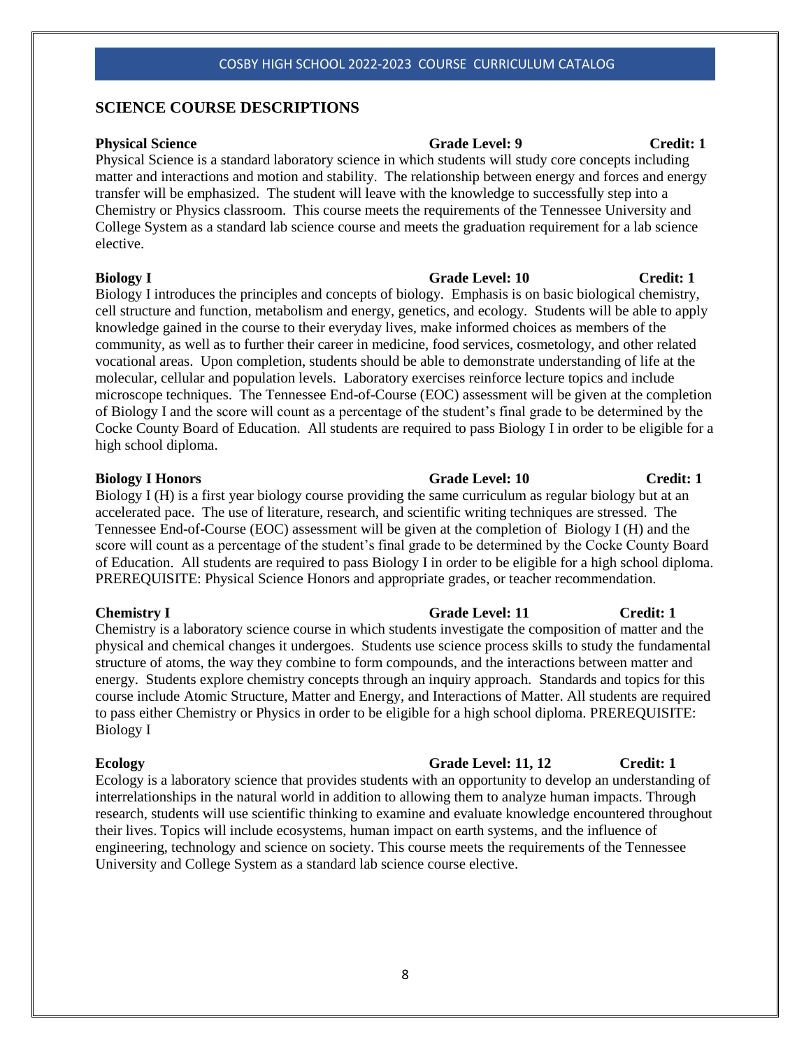## SCIENCE COURSE DESCRIPTIONS

**Physical Science** **Grade Level: 9** **Credit: 1**

Physical Science is a standard laboratory science in which students will study core concepts including matter and interactions and motion and stability. The relationship between energy and forces and energy transfer will be emphasized. The student will leave with the knowledge to successfully step into a Chemistry or Physics classroom. This course meets the requirements of the Tennessee University and College System as a standard lab science course and meets the graduation requirement for a lab science elective.

**Biology I** **Grade Level: 10** **Credit: 1**

Biology I introduces the principles and concepts of biology. Emphasis is on basic biological chemistry, cell structure and function, metabolism and energy, genetics, and ecology. Students will be able to apply knowledge gained in the course to their everyday lives, make informed choices as members of the community, as well as to further their career in medicine, food services, cosmetology, and other related vocational areas. Upon completion, students should be able to demonstrate understanding of life at the molecular, cellular and population levels. Laboratory exercises reinforce lecture topics and include microscope techniques. The Tennessee End-of-Course (EOC) assessment will be given at the completion of Biology I and the score will count as a percentage of the student's final grade to be determined by the Cocke County Board of Education. All students are required to pass Biology I in order to be eligible for a high school diploma.

**Biology I Honors** **Grade Level: 10** **Credit: 1**

Biology I (H) is a first year biology course providing the same curriculum as regular biology but at an accelerated pace. The use of literature, research, and scientific writing techniques are stressed. The Tennessee End-of-Course (EOC) assessment will be given at the completion of Biology I (H) and the score will count as a percentage of the student's final grade to be determined by the Cocke County Board of Education. All students are required to pass Biology I in order to be eligible for a high school diploma. PREREQUISITE: Physical Science Honors and appropriate grades, or teacher recommendation.

**Chemistry I** **Grade Level: 11** **Credit: 1**

Chemistry is a laboratory science course in which students investigate the composition of matter and the physical and chemical changes it undergoes. Students use science process skills to study the fundamental structure of atoms, the way they combine to form compounds, and the interactions between matter and energy. Students explore chemistry concepts through an inquiry approach. Standards and topics for this course include Atomic Structure, Matter and Energy, and Interactions of Matter. All students are required to pass either Chemistry or Physics in order to be eligible for a high school diploma. PREREQUISITE: Biology I

**Ecology** **Grade Level: 11, 12** **Credit: 1**

Ecology is a laboratory science that provides students with an opportunity to develop an understanding of interrelationships in the natural world in addition to allowing them to analyze human impacts. Through research, students will use scientific thinking to examine and evaluate knowledge encountered throughout their lives. Topics will include ecosystems, human impact on earth systems, and the influence of engineering, technology and science on society. This course meets the requirements of the Tennessee University and College System as a standard lab science course elective.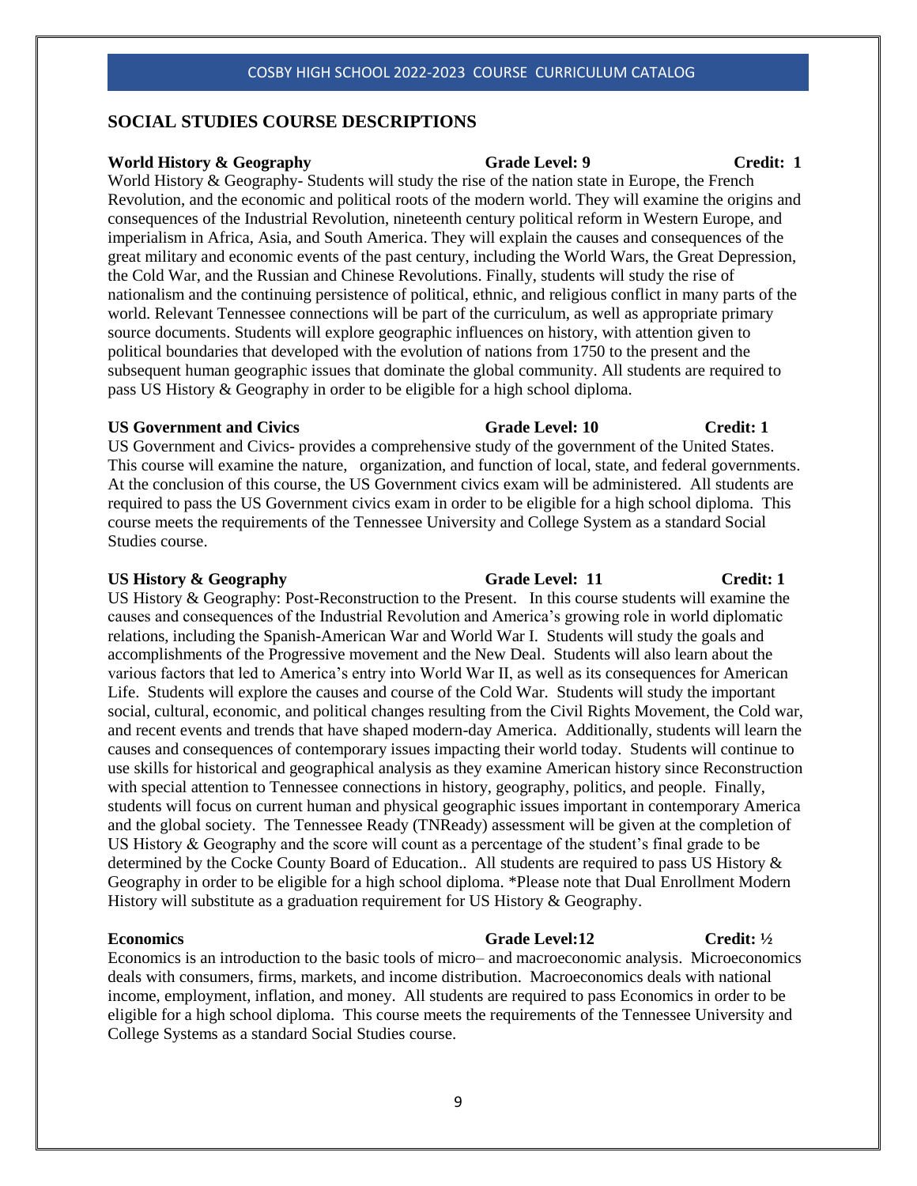## SOCIAL STUDIES COURSE DESCRIPTIONS

**World History & Geography** **Grade Level: 9** **Credit: 1**

World History & Geography- Students will study the rise of the nation state in Europe, the French Revolution, and the economic and political roots of the modern world. They will examine the origins and consequences of the Industrial Revolution, nineteenth century political reform in Western Europe, and imperialism in Africa, Asia, and South America. They will explain the causes and consequences of the great military and economic events of the past century, including the World Wars, the Great Depression, the Cold War, and the Russian and Chinese Revolutions. Finally, students will study the rise of nationalism and the continuing persistence of political, ethnic, and religious conflict in many parts of the world. Relevant Tennessee connections will be part of the curriculum, as well as appropriate primary source documents. Students will explore geographic influences on history, with attention given to political boundaries that developed with the evolution of nations from 1750 to the present and the subsequent human geographic issues that dominate the global community. All students are required to pass US History & Geography in order to be eligible for a high school diploma.

**US Government and Civics** **Grade Level: 10** **Credit: 1**

US Government and Civics- provides a comprehensive study of the government of the United States. This course will examine the nature, organization, and function of local, state, and federal governments. At the conclusion of this course, the US Government civics exam will be administered. All students are required to pass the US Government civics exam in order to be eligible for a high school diploma. This course meets the requirements of the Tennessee University and College System as a standard Social Studies course.

**US History & Geography** **Grade Level: 11** **Credit: 1**

US History & Geography: Post-Reconstruction to the Present. In this course students will examine the causes and consequences of the Industrial Revolution and America's growing role in world diplomatic relations, including the Spanish-American War and World War I. Students will study the goals and accomplishments of the Progressive movement and the New Deal. Students will also learn about the various factors that led to America's entry into World War II, as well as its consequences for American Life. Students will explore the causes and course of the Cold War. Students will study the important social, cultural, economic, and political changes resulting from the Civil Rights Movement, the Cold war, and recent events and trends that have shaped modern-day America. Additionally, students will learn the causes and consequences of contemporary issues impacting their world today. Students will continue to use skills for historical and geographical analysis as they examine American history since Reconstruction with special attention to Tennessee connections in history, geography, politics, and people. Finally, students will focus on current human and physical geographic issues important in contemporary America and the global society. The Tennessee Ready (TNReady) assessment will be given at the completion of US History & Geography and the score will count as a percentage of the student's final grade to be determined by the Cocke County Board of Education.. All students are required to pass US History & Geography in order to be eligible for a high school diploma. *Please note that Dual Enrollment Modern History will substitute as a graduation requirement for US History & Geography.

**Economics** **Grade Level:12** **Credit: ½**

Economics is an introduction to the basic tools of micro– and macroeconomic analysis. Microeconomics deals with consumers, firms, markets, and income distribution. Macroeconomics deals with national income, employment, inflation, and money. All students are required to pass Economics in order to be eligible for a high school diploma. This course meets the requirements of the Tennessee University and College Systems as a standard Social Studies course.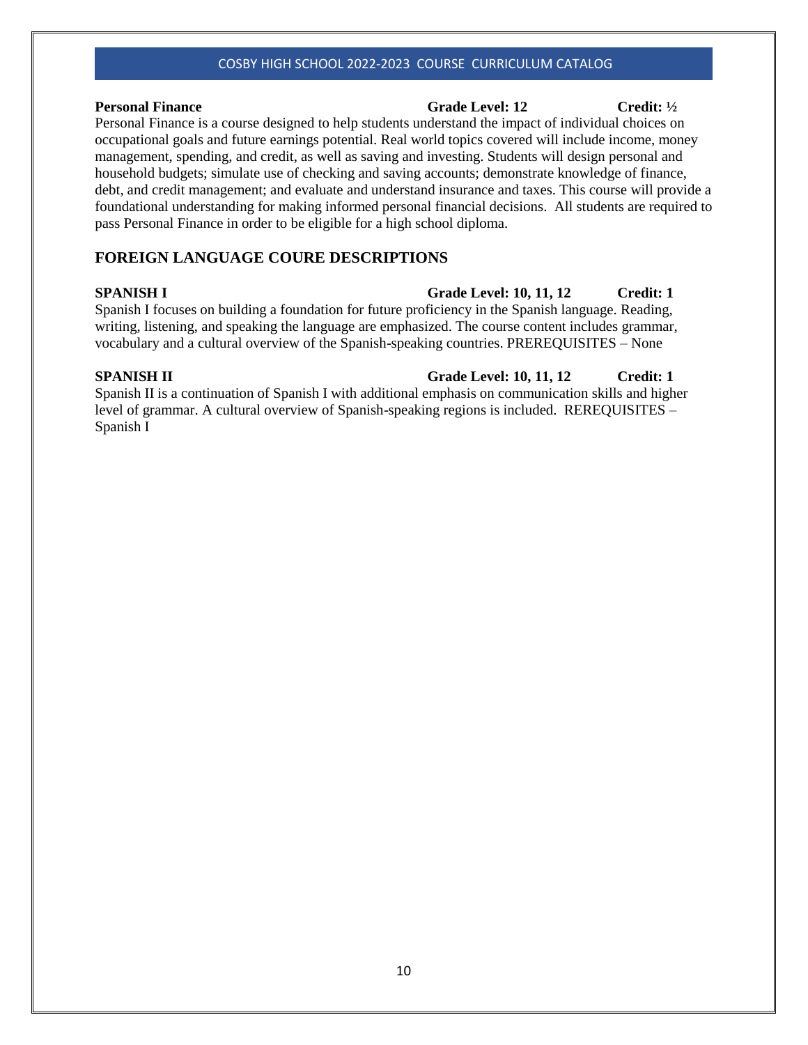**Personal Finance** **Grade Level: 12** **Credit: ½**

Personal Finance is a course designed to help students understand the impact of individual choices on occupational goals and future earnings potential. Real world topics covered will include income, money management, spending, and credit, as well as saving and investing. Students will design personal and household budgets; simulate use of checking and saving accounts; demonstrate knowledge of finance, debt, and credit management; and evaluate and understand insurance and taxes. This course will provide a foundational understanding for making informed personal financial decisions. All students are required to pass Personal Finance in order to be eligible for a high school diploma.

## FOREIGN LANGUAGE COURE DESCRIPTIONS

**SPANISH I** **Grade Level: 10, 11, 12** **Credit: 1**

Spanish I focuses on building a foundation for future proficiency in the Spanish language. Reading, writing, listening, and speaking the language are emphasized. The course content includes grammar, vocabulary and a cultural overview of the Spanish-speaking countries. PREREQUISITES – None

**SPANISH II** **Grade Level: 10, 11, 12** **Credit: 1**

Spanish II is a continuation of Spanish I with additional emphasis on communication skills and higher level of grammar. A cultural overview of Spanish-speaking regions is included. REREQUISITES – Spanish I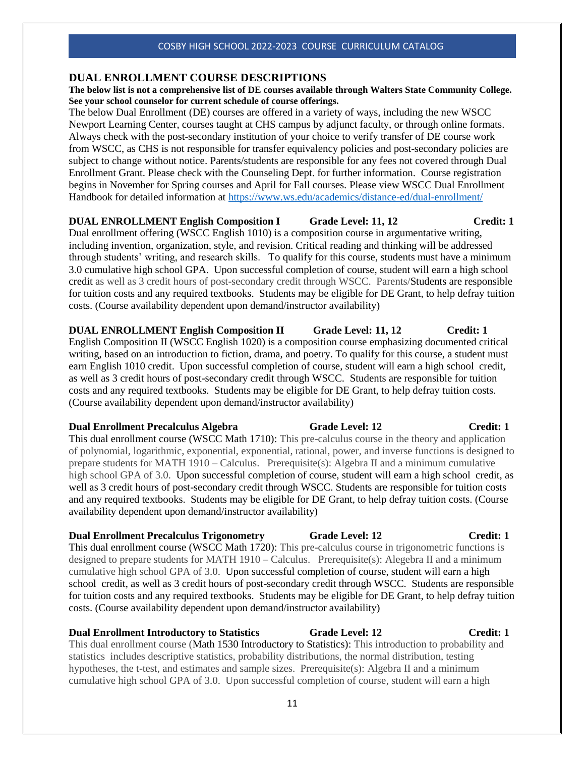## DUAL ENROLLMENT COURSE DESCRIPTIONS

**The below list is not a comprehensive list of DE courses available through Walters State Community College. See your school counselor for current schedule of course offerings.**

The below Dual Enrollment (DE) courses are offered in a variety of ways, including the new WSCC Newport Learning Center, courses taught at CHS campus by adjunct faculty, or through online formats. Always check with the post-secondary institution of your choice to verify transfer of DE course work from WSCC, as CHS is not responsible for transfer equivalency policies and post-secondary policies are subject to change without notice. Parents/students are responsible for any fees not covered through Dual Enrollment Grant. Please check with the Counseling Dept. for further information. Course registration begins in November for Spring courses and April for Fall courses. Please view WSCC Dual Enrollment Handbook for detailed information at https://www.ws.edu/academics/distance-ed/dual-enrollment/

**DUAL ENROLLMENT English Composition I — Grade Level: 11, 12 — Credit: 1**

Dual enrollment offering (WSCC English 1010) is a composition course in argumentative writing, including invention, organization, style, and revision. Critical reading and thinking will be addressed through students' writing, and research skills. To qualify for this course, students must have a minimum 3.0 cumulative high school GPA. Upon successful completion of course, student will earn a high school credit as well as 3 credit hours of post-secondary credit through WSCC. Parents/Students are responsible for tuition costs and any required textbooks. Students may be eligible for DE Grant, to help defray tuition costs. (Course availability dependent upon demand/instructor availability)

**DUAL ENROLLMENT English Composition II — Grade Level: 11, 12 — Credit: 1**

English Composition II (WSCC English 1020) is a composition course emphasizing documented critical writing, based on an introduction to fiction, drama, and poetry. To qualify for this course, a student must earn English 1010 credit. Upon successful completion of course, student will earn a high school credit, as well as 3 credit hours of post-secondary credit through WSCC. Students are responsible for tuition costs and any required textbooks. Students may be eligible for DE Grant, to help defray tuition costs. (Course availability dependent upon demand/instructor availability)

**Dual Enrollment Precalculus Algebra — Grade Level: 12 — Credit: 1**

This dual enrollment course (WSCC Math 1710): This pre-calculus course in the theory and application of polynomial, logarithmic, exponential, exponential, rational, power, and inverse functions is designed to prepare students for MATH 1910 – Calculus. Prerequisite(s): Algebra II and a minimum cumulative high school GPA of 3.0. Upon successful completion of course, student will earn a high school credit, as well as 3 credit hours of post-secondary credit through WSCC. Students are responsible for tuition costs and any required textbooks. Students may be eligible for DE Grant, to help defray tuition costs. (Course availability dependent upon demand/instructor availability)

**Dual Enrollment Precalculus Trigonometry — Grade Level: 12 — Credit: 1**

This dual enrollment course (WSCC Math 1720): This pre-calculus course in trigonometric functions is designed to prepare students for MATH 1910 – Calculus. Prerequisite(s): Alegebra II and a minimum cumulative high school GPA of 3.0. Upon successful completion of course, student will earn a high school credit, as well as 3 credit hours of post-secondary credit through WSCC. Students are responsible for tuition costs and any required textbooks. Students may be eligible for DE Grant, to help defray tuition costs. (Course availability dependent upon demand/instructor availability)

**Dual Enrollment Introductory to Statistics — Grade Level: 12 — Credit: 1**

This dual enrollment course (Math 1530 Introductory to Statistics): This introduction to probability and statistics includes descriptive statistics, probability distributions, the normal distribution, testing hypotheses, the t-test, and estimates and sample sizes. Prerequisite(s): Algebra II and a minimum cumulative high school GPA of 3.0. Upon successful completion of course, student will earn a high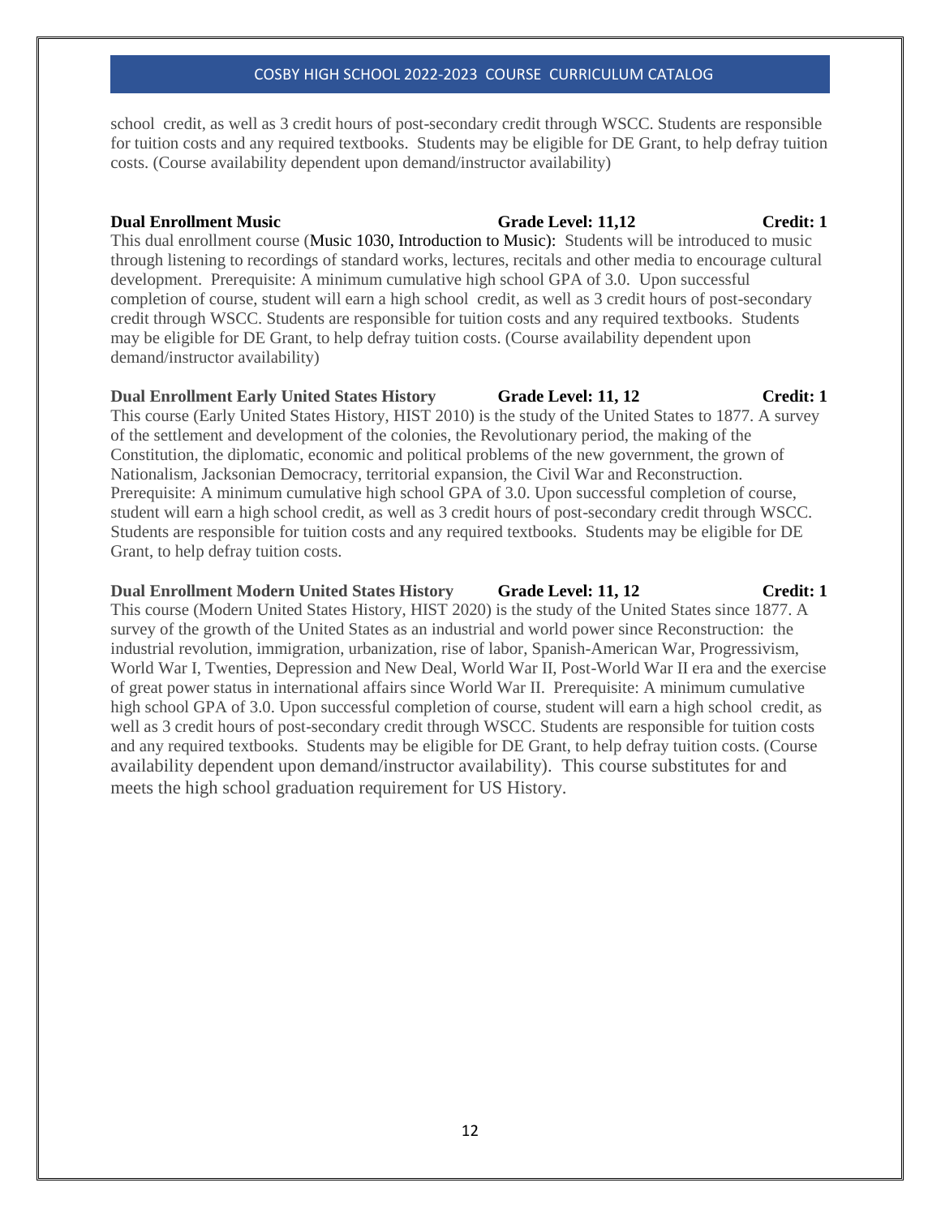school credit, as well as 3 credit hours of post-secondary credit through WSCC. Students are responsible for tuition costs and any required textbooks. Students may be eligible for DE Grant, to help defray tuition costs. (Course availability dependent upon demand/instructor availability)

**Dual Enrollment Music** **Grade Level: 11,12** **Credit: 1**

This dual enrollment course (Music 1030, Introduction to Music): Students will be introduced to music through listening to recordings of standard works, lectures, recitals and other media to encourage cultural development. Prerequisite: A minimum cumulative high school GPA of 3.0. Upon successful completion of course, student will earn a high school credit, as well as 3 credit hours of post-secondary credit through WSCC. Students are responsible for tuition costs and any required textbooks. Students may be eligible for DE Grant, to help defray tuition costs. (Course availability dependent upon demand/instructor availability)

**Dual Enrollment Early United States History** **Grade Level: 11, 12** **Credit: 1**

This course (Early United States History, HIST 2010) is the study of the United States to 1877. A survey of the settlement and development of the colonies, the Revolutionary period, the making of the Constitution, the diplomatic, economic and political problems of the new government, the grown of Nationalism, Jacksonian Democracy, territorial expansion, the Civil War and Reconstruction. Prerequisite: A minimum cumulative high school GPA of 3.0. Upon successful completion of course, student will earn a high school credit, as well as 3 credit hours of post-secondary credit through WSCC. Students are responsible for tuition costs and any required textbooks. Students may be eligible for DE Grant, to help defray tuition costs.

**Dual Enrollment Modern United States History** **Grade Level: 11, 12** **Credit: 1**

This course (Modern United States History, HIST 2020) is the study of the United States since 1877. A survey of the growth of the United States as an industrial and world power since Reconstruction: the industrial revolution, immigration, urbanization, rise of labor, Spanish-American War, Progressivism, World War I, Twenties, Depression and New Deal, World War II, Post-World War II era and the exercise of great power status in international affairs since World War II. Prerequisite: A minimum cumulative high school GPA of 3.0. Upon successful completion of course, student will earn a high school credit, as well as 3 credit hours of post-secondary credit through WSCC. Students are responsible for tuition costs and any required textbooks. Students may be eligible for DE Grant, to help defray tuition costs. (Course availability dependent upon demand/instructor availability). This course substitutes for and meets the high school graduation requirement for US History.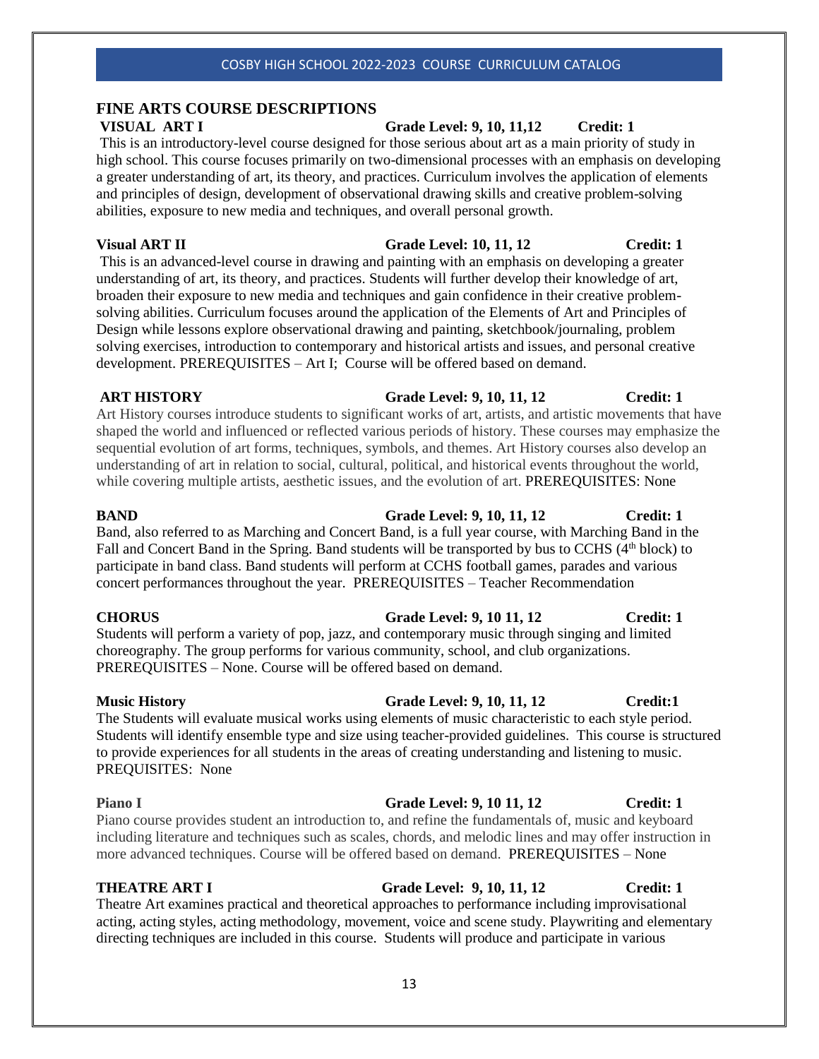## FINE ARTS COURSE DESCRIPTIONS

**VISUAL ART I** **Grade Level: 9, 10, 11,12** **Credit: 1**

This is an introductory-level course designed for those serious about art as a main priority of study in high school. This course focuses primarily on two-dimensional processes with an emphasis on developing a greater understanding of art, its theory, and practices. Curriculum involves the application of elements and principles of design, development of observational drawing skills and creative problem-solving abilities, exposure to new media and techniques, and overall personal growth.

**Visual ART II** **Grade Level: 10, 11, 12** **Credit: 1**

This is an advanced-level course in drawing and painting with an emphasis on developing a greater understanding of art, its theory, and practices. Students will further develop their knowledge of art, broaden their exposure to new media and techniques and gain confidence in their creative problem-solving abilities. Curriculum focuses around the application of the Elements of Art and Principles of Design while lessons explore observational drawing and painting, sketchbook/journaling, problem solving exercises, introduction to contemporary and historical artists and issues, and personal creative development. PREREQUISITES – Art I; Course will be offered based on demand.

**ART HISTORY** **Grade Level: 9, 10, 11, 12** **Credit: 1**

Art History courses introduce students to significant works of art, artists, and artistic movements that have shaped the world and influenced or reflected various periods of history. These courses may emphasize the sequential evolution of art forms, techniques, symbols, and themes. Art History courses also develop an understanding of art in relation to social, cultural, political, and historical events throughout the world, while covering multiple artists, aesthetic issues, and the evolution of art. PREREQUISITES: None

**BAND** **Grade Level: 9, 10, 11, 12** **Credit: 1**

Band, also referred to as Marching and Concert Band, is a full year course, with Marching Band in the Fall and Concert Band in the Spring. Band students will be transported by bus to CCHS (4th block) to participate in band class. Band students will perform at CCHS football games, parades and various concert performances throughout the year. PREREQUISITES – Teacher Recommendation

**CHORUS** **Grade Level: 9, 10 11, 12** **Credit: 1**

Students will perform a variety of pop, jazz, and contemporary music through singing and limited choreography. The group performs for various community, school, and club organizations. PREREQUISITES – None. Course will be offered based on demand.

**Music History** **Grade Level: 9, 10, 11, 12** **Credit:1**

The Students will evaluate musical works using elements of music characteristic to each style period. Students will identify ensemble type and size using teacher-provided guidelines. This course is structured to provide experiences for all students in the areas of creating understanding and listening to music. PREQUISITES: None

**Piano I** **Grade Level: 9, 10 11, 12** **Credit: 1**

Piano course provides student an introduction to, and refine the fundamentals of, music and keyboard including literature and techniques such as scales, chords, and melodic lines and may offer instruction in more advanced techniques. Course will be offered based on demand. PREREQUISITES – None

**THEATRE ART I** **Grade Level: 9, 10, 11, 12** **Credit: 1**

Theatre Art examines practical and theoretical approaches to performance including improvisational acting, acting styles, acting methodology, movement, voice and scene study. Playwriting and elementary directing techniques are included in this course. Students will produce and participate in various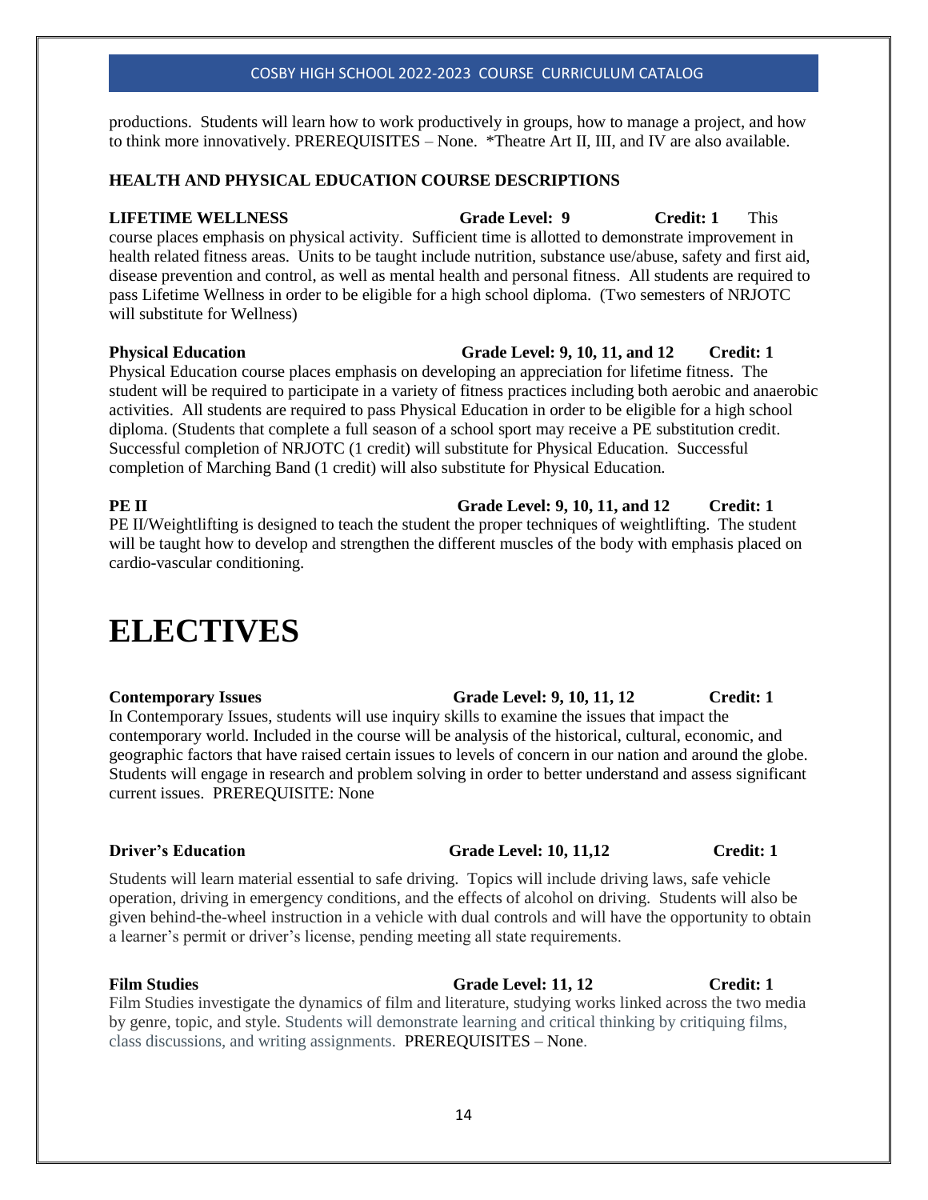productions. Students will learn how to work productively in groups, how to manage a project, and how to think more innovatively. PREREQUISITES – None. *Theatre Art II, III, and IV are also available.

## HEALTH AND PHYSICAL EDUCATION COURSE DESCRIPTIONS

**LIFETIME WELLNESS** **Grade Level: 9** **Credit: 1** This course places emphasis on physical activity. Sufficient time is allotted to demonstrate improvement in health related fitness areas. Units to be taught include nutrition, substance use/abuse, safety and first aid, disease prevention and control, as well as mental health and personal fitness. All students are required to pass Lifetime Wellness in order to be eligible for a high school diploma. (Two semesters of NRJOTC will substitute for Wellness)

**Physical Education** **Grade Level: 9, 10, 11, and 12** **Credit: 1**
Physical Education course places emphasis on developing an appreciation for lifetime fitness. The student will be required to participate in a variety of fitness practices including both aerobic and anaerobic activities. All students are required to pass Physical Education in order to be eligible for a high school diploma. (Students that complete a full season of a school sport may receive a PE substitution credit. Successful completion of NRJOTC (1 credit) will substitute for Physical Education. Successful completion of Marching Band (1 credit) will also substitute for Physical Education.

**PE II** **Grade Level: 9, 10, 11, and 12** **Credit: 1**
PE II/Weightlifting is designed to teach the student the proper techniques of weightlifting. The student will be taught how to develop and strengthen the different muscles of the body with emphasis placed on cardio-vascular conditioning.

# ELECTIVES

**Contemporary Issues** **Grade Level: 9, 10, 11, 12** **Credit: 1**
In Contemporary Issues, students will use inquiry skills to examine the issues that impact the contemporary world. Included in the course will be analysis of the historical, cultural, economic, and geographic factors that have raised certain issues to levels of concern in our nation and around the globe. Students will engage in research and problem solving in order to better understand and assess significant current issues. PREREQUISITE: None

**Driver's Education** **Grade Level: 10, 11,12** **Credit: 1**

Students will learn material essential to safe driving. Topics will include driving laws, safe vehicle operation, driving in emergency conditions, and the effects of alcohol on driving. Students will also be given behind-the-wheel instruction in a vehicle with dual controls and will have the opportunity to obtain a learner's permit or driver's license, pending meeting all state requirements.

**Film Studies** **Grade Level: 11, 12** **Credit: 1**
Film Studies investigate the dynamics of film and literature, studying works linked across the two media by genre, topic, and style. Students will demonstrate learning and critical thinking by critiquing films, class discussions, and writing assignments. PREREQUISITES – None.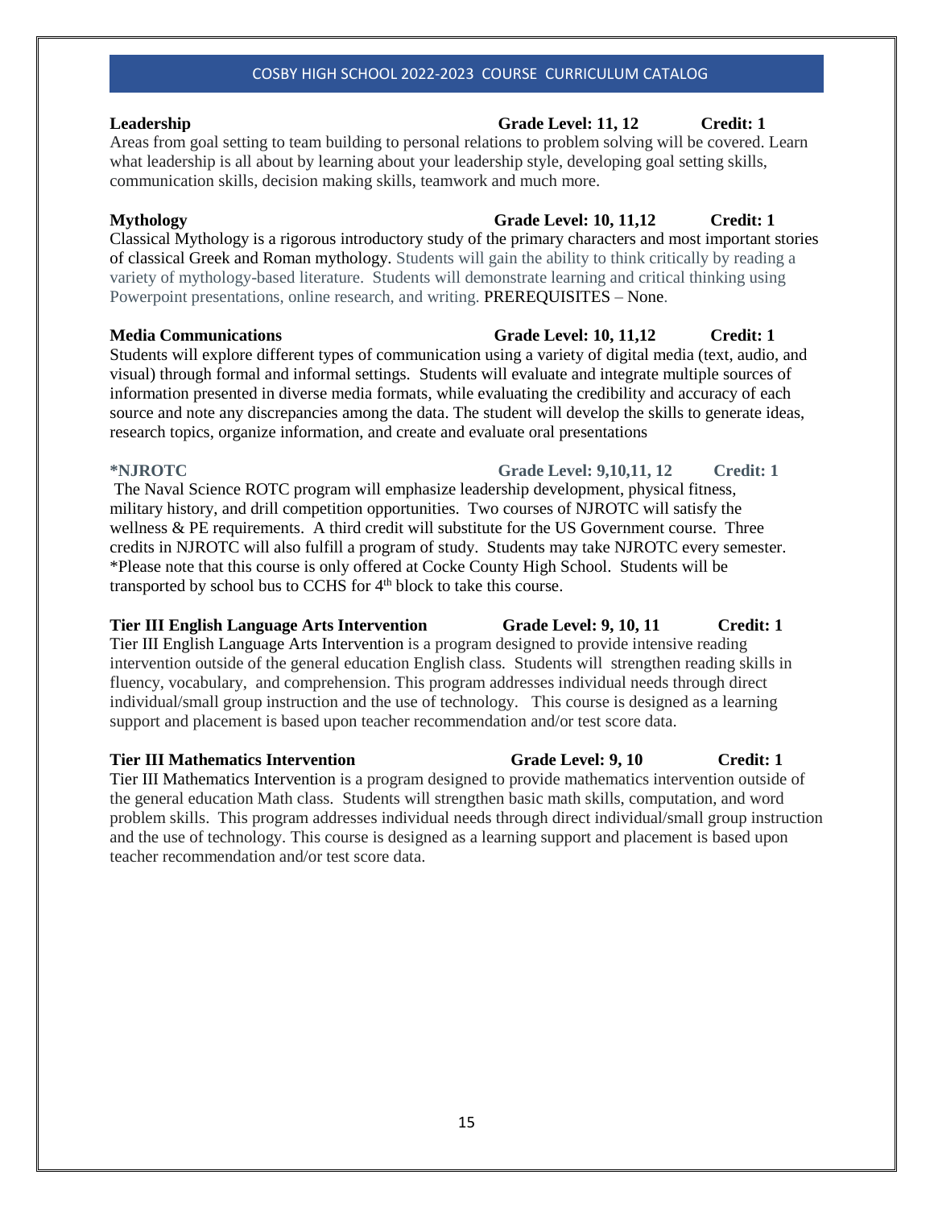**Leadership** **Grade Level: 11, 12** **Credit: 1**

Areas from goal setting to team building to personal relations to problem solving will be covered. Learn what leadership is all about by learning about your leadership style, developing goal setting skills, communication skills, decision making skills, teamwork and much more.

**Mythology** **Grade Level: 10, 11,12** **Credit: 1**

Classical Mythology is a rigorous introductory study of the primary characters and most important stories of classical Greek and Roman mythology. Students will gain the ability to think critically by reading a variety of mythology-based literature. Students will demonstrate learning and critical thinking using Powerpoint presentations, online research, and writing. PREREQUISITES – None.

**Media Communications** **Grade Level: 10, 11,12** **Credit: 1**

Students will explore different types of communication using a variety of digital media (text, audio, and visual) through formal and informal settings. Students will evaluate and integrate multiple sources of information presented in diverse media formats, while evaluating the credibility and accuracy of each source and note any discrepancies among the data. The student will develop the skills to generate ideas, research topics, organize information, and create and evaluate oral presentations

**\*NJROTC** **Grade Level: 9,10,11, 12** **Credit: 1**

The Naval Science ROTC program will emphasize leadership development, physical fitness, military history, and drill competition opportunities. Two courses of NJROTC will satisfy the wellness & PE requirements. A third credit will substitute for the US Government course. Three credits in NJROTC will also fulfill a program of study. Students may take NJROTC every semester. *Please note that this course is only offered at Cocke County High School. Students will be transported by school bus to CCHS for 4th block to take this course.

**Tier III English Language Arts Intervention** **Grade Level: 9, 10, 11** **Credit: 1**

Tier III English Language Arts Intervention is a program designed to provide intensive reading intervention outside of the general education English class. Students will strengthen reading skills in fluency, vocabulary, and comprehension. This program addresses individual needs through direct individual/small group instruction and the use of technology. This course is designed as a learning support and placement is based upon teacher recommendation and/or test score data.

**Tier III Mathematics Intervention** **Grade Level: 9, 10** **Credit: 1**

Tier III Mathematics Intervention is a program designed to provide mathematics intervention outside of the general education Math class. Students will strengthen basic math skills, computation, and word problem skills. This program addresses individual needs through direct individual/small group instruction and the use of technology. This course is designed as a learning support and placement is based upon teacher recommendation and/or test score data.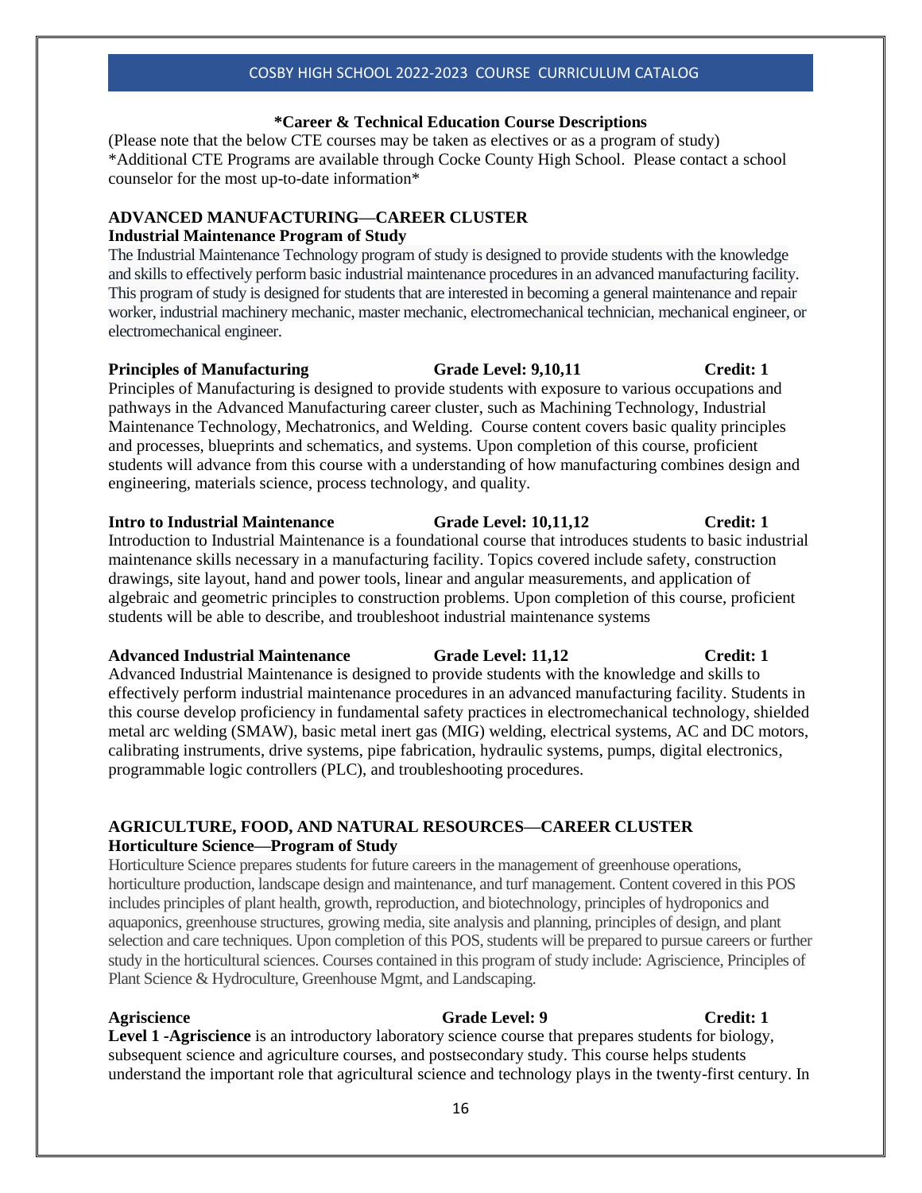## *Career & Technical Education Course Descriptions

(Please note that the below CTE courses may be taken as electives or as a program of study)
*Additional CTE Programs are available through Cocke County High School. Please contact a school counselor for the most up-to-date information*

### ADVANCED MANUFACTURING—CAREER CLUSTER

**Industrial Maintenance Program of Study**

The Industrial Maintenance Technology program of study is designed to provide students with the knowledge and skills to effectively perform basic industrial maintenance procedures in an advanced manufacturing facility. This program of study is designed for students that are interested in becoming a general maintenance and repair worker, industrial machinery mechanic, master mechanic, electromechanical technician, mechanical engineer, or electromechanical engineer.

**Principles of Manufacturing** **Grade Level: 9,10,11** **Credit: 1**

Principles of Manufacturing is designed to provide students with exposure to various occupations and pathways in the Advanced Manufacturing career cluster, such as Machining Technology, Industrial Maintenance Technology, Mechatronics, and Welding. Course content covers basic quality principles and processes, blueprints and schematics, and systems. Upon completion of this course, proficient students will advance from this course with a understanding of how manufacturing combines design and engineering, materials science, process technology, and quality.

**Intro to Industrial Maintenance** **Grade Level: 10,11,12** **Credit: 1**

Introduction to Industrial Maintenance is a foundational course that introduces students to basic industrial maintenance skills necessary in a manufacturing facility. Topics covered include safety, construction drawings, site layout, hand and power tools, linear and angular measurements, and application of algebraic and geometric principles to construction problems. Upon completion of this course, proficient students will be able to describe, and troubleshoot industrial maintenance systems

**Advanced Industrial Maintenance** **Grade Level: 11,12** **Credit: 1**

Advanced Industrial Maintenance is designed to provide students with the knowledge and skills to effectively perform industrial maintenance procedures in an advanced manufacturing facility. Students in this course develop proficiency in fundamental safety practices in electromechanical technology, shielded metal arc welding (SMAW), basic metal inert gas (MIG) welding, electrical systems, AC and DC motors, calibrating instruments, drive systems, pipe fabrication, hydraulic systems, pumps, digital electronics, programmable logic controllers (PLC), and troubleshooting procedures.

### AGRICULTURE, FOOD, AND NATURAL RESOURCES—CAREER CLUSTER

**Horticulture Science—Program of Study**

Horticulture Science prepares students for future careers in the management of greenhouse operations, horticulture production, landscape design and maintenance, and turf management. Content covered in this POS includes principles of plant health, growth, reproduction, and biotechnology, principles of hydroponics and aquaponics, greenhouse structures, growing media, site analysis and planning, principles of design, and plant selection and care techniques. Upon completion of this POS, students will be prepared to pursue careers or further study in the horticultural sciences. Courses contained in this program of study include: Agriscience, Principles of Plant Science & Hydroculture, Greenhouse Mgmt, and Landscaping.

**Agriscience** **Grade Level: 9** **Credit: 1**

**Level 1 -Agriscience** is an introductory laboratory science course that prepares students for biology, subsequent science and agriculture courses, and postsecondary study. This course helps students understand the important role that agricultural science and technology plays in the twenty-first century. In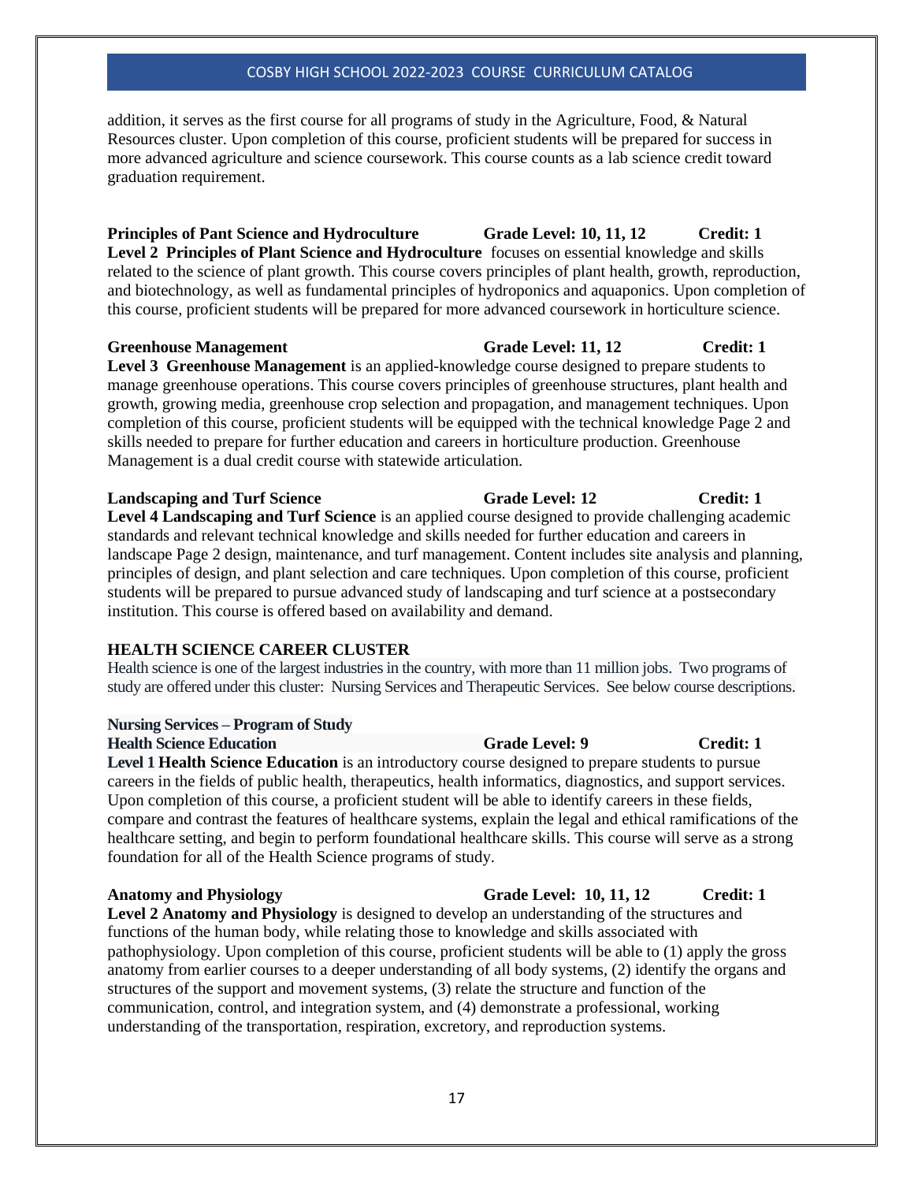addition, it serves as the first course for all programs of study in the Agriculture, Food, & Natural Resources cluster. Upon completion of this course, proficient students will be prepared for success in more advanced agriculture and science coursework. This course counts as a lab science credit toward graduation requirement.

**Principles of Pant Science and Hydroculture** **Grade Level: 10, 11, 12** **Credit: 1**

**Level 2 Principles of Plant Science and Hydroculture** focuses on essential knowledge and skills related to the science of plant growth. This course covers principles of plant health, growth, reproduction, and biotechnology, as well as fundamental principles of hydroponics and aquaponics. Upon completion of this course, proficient students will be prepared for more advanced coursework in horticulture science.

**Greenhouse Management** **Grade Level: 11, 12** **Credit: 1**

**Level 3 Greenhouse Management** is an applied-knowledge course designed to prepare students to manage greenhouse operations. This course covers principles of greenhouse structures, plant health and growth, growing media, greenhouse crop selection and propagation, and management techniques. Upon completion of this course, proficient students will be equipped with the technical knowledge Page 2 and skills needed to prepare for further education and careers in horticulture production. Greenhouse Management is a dual credit course with statewide articulation.

**Landscaping and Turf Science** **Grade Level: 12** **Credit: 1**

**Level 4 Landscaping and Turf Science** is an applied course designed to provide challenging academic standards and relevant technical knowledge and skills needed for further education and careers in landscape Page 2 design, maintenance, and turf management. Content includes site analysis and planning, principles of design, and plant selection and care techniques. Upon completion of this course, proficient students will be prepared to pursue advanced study of landscaping and turf science at a postsecondary institution. This course is offered based on availability and demand.

## HEALTH SCIENCE CAREER CLUSTER

Health science is one of the largest industries in the country, with more than 11 million jobs. Two programs of study are offered under this cluster: Nursing Services and Therapeutic Services. See below course descriptions.

### Nursing Services – Program of Study

**Health Science Education** **Grade Level: 9** **Credit: 1**

**Level 1 Health Science Education** is an introductory course designed to prepare students to pursue careers in the fields of public health, therapeutics, health informatics, diagnostics, and support services. Upon completion of this course, a proficient student will be able to identify careers in these fields, compare and contrast the features of healthcare systems, explain the legal and ethical ramifications of the healthcare setting, and begin to perform foundational healthcare skills. This course will serve as a strong foundation for all of the Health Science programs of study.

**Anatomy and Physiology** **Grade Level: 10, 11, 12** **Credit: 1**

**Level 2 Anatomy and Physiology** is designed to develop an understanding of the structures and functions of the human body, while relating those to knowledge and skills associated with pathophysiology. Upon completion of this course, proficient students will be able to (1) apply the gross anatomy from earlier courses to a deeper understanding of all body systems, (2) identify the organs and structures of the support and movement systems, (3) relate the structure and function of the communication, control, and integration system, and (4) demonstrate a professional, working understanding of the transportation, respiration, excretory, and reproduction systems.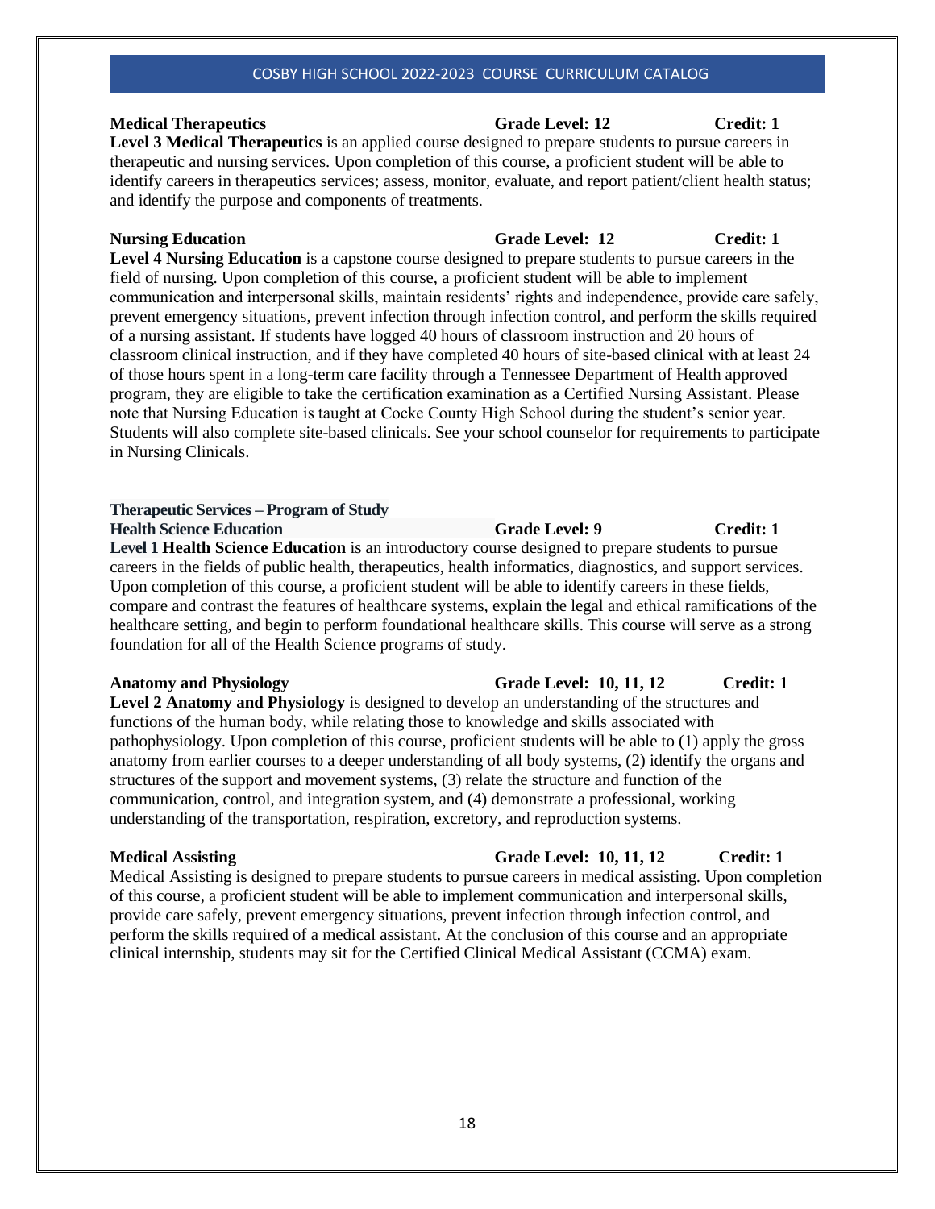**Medical Therapeutics** **Grade Level: 12** **Credit: 1**

**Level 3 Medical Therapeutics** is an applied course designed to prepare students to pursue careers in therapeutic and nursing services. Upon completion of this course, a proficient student will be able to identify careers in therapeutics services; assess, monitor, evaluate, and report patient/client health status; and identify the purpose and components of treatments.

**Nursing Education** **Grade Level: 12** **Credit: 1**

**Level 4 Nursing Education** is a capstone course designed to prepare students to pursue careers in the field of nursing. Upon completion of this course, a proficient student will be able to implement communication and interpersonal skills, maintain residents' rights and independence, provide care safely, prevent emergency situations, prevent infection through infection control, and perform the skills required of a nursing assistant. If students have logged 40 hours of classroom instruction and 20 hours of classroom clinical instruction, and if they have completed 40 hours of site-based clinical with at least 24 of those hours spent in a long-term care facility through a Tennessee Department of Health approved program, they are eligible to take the certification examination as a Certified Nursing Assistant. Please note that Nursing Education is taught at Cocke County High School during the student's senior year. Students will also complete site-based clinicals. See your school counselor for requirements to participate in Nursing Clinicals.

## Therapeutic Services – Program of Study

**Health Science Education** **Grade Level: 9** **Credit: 1**

**Level 1 Health Science Education** is an introductory course designed to prepare students to pursue careers in the fields of public health, therapeutics, health informatics, diagnostics, and support services. Upon completion of this course, a proficient student will be able to identify careers in these fields, compare and contrast the features of healthcare systems, explain the legal and ethical ramifications of the healthcare setting, and begin to perform foundational healthcare skills. This course will serve as a strong foundation for all of the Health Science programs of study.

**Anatomy and Physiology** **Grade Level: 10, 11, 12** **Credit: 1**

**Level 2 Anatomy and Physiology** is designed to develop an understanding of the structures and functions of the human body, while relating those to knowledge and skills associated with pathophysiology. Upon completion of this course, proficient students will be able to (1) apply the gross anatomy from earlier courses to a deeper understanding of all body systems, (2) identify the organs and structures of the support and movement systems, (3) relate the structure and function of the communication, control, and integration system, and (4) demonstrate a professional, working understanding of the transportation, respiration, excretory, and reproduction systems.

**Medical Assisting** **Grade Level: 10, 11, 12** **Credit: 1**

Medical Assisting is designed to prepare students to pursue careers in medical assisting. Upon completion of this course, a proficient student will be able to implement communication and interpersonal skills, provide care safely, prevent emergency situations, prevent infection through infection control, and perform the skills required of a medical assistant. At the conclusion of this course and an appropriate clinical internship, students may sit for the Certified Clinical Medical Assistant (CCMA) exam.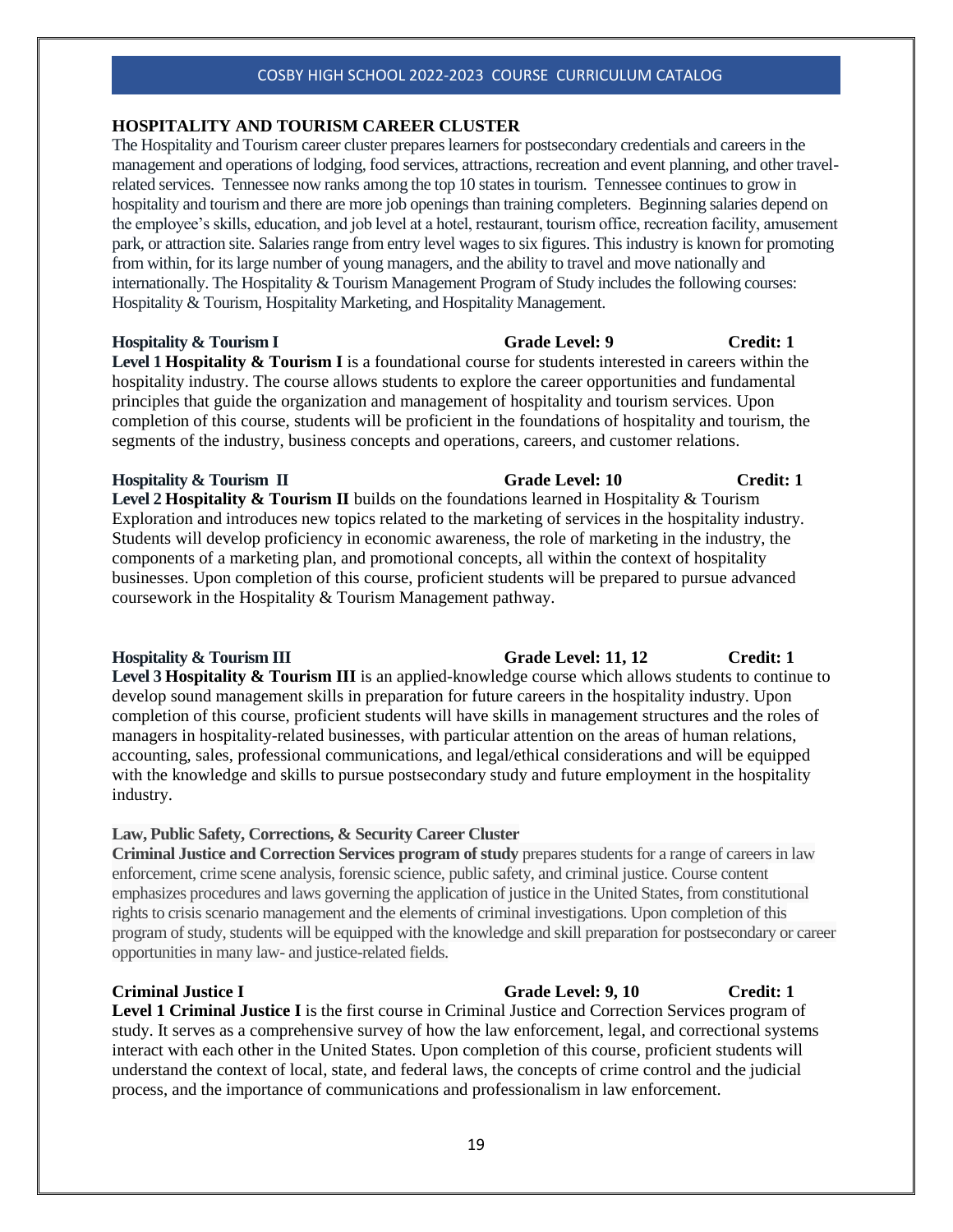## HOSPITALITY AND TOURISM CAREER CLUSTER

The Hospitality and Tourism career cluster prepares learners for postsecondary credentials and careers in the management and operations of lodging, food services, attractions, recreation and event planning, and other travel-related services. Tennessee now ranks among the top 10 states in tourism. Tennessee continues to grow in hospitality and tourism and there are more job openings than training completers. Beginning salaries depend on the employee's skills, education, and job level at a hotel, restaurant, tourism office, recreation facility, amusement park, or attraction site. Salaries range from entry level wages to six figures. This industry is known for promoting from within, for its large number of young managers, and the ability to travel and move nationally and internationally. The Hospitality & Tourism Management Program of Study includes the following courses: Hospitality & Tourism, Hospitality Marketing, and Hospitality Management.

**Hospitality & Tourism I** — **Grade Level: 9** — **Credit: 1**

**Level 1 Hospitality & Tourism I** is a foundational course for students interested in careers within the hospitality industry. The course allows students to explore the career opportunities and fundamental principles that guide the organization and management of hospitality and tourism services. Upon completion of this course, students will be proficient in the foundations of hospitality and tourism, the segments of the industry, business concepts and operations, careers, and customer relations.

**Hospitality & Tourism II** — **Grade Level: 10** — **Credit: 1**

**Level 2 Hospitality & Tourism II** builds on the foundations learned in Hospitality & Tourism Exploration and introduces new topics related to the marketing of services in the hospitality industry. Students will develop proficiency in economic awareness, the role of marketing in the industry, the components of a marketing plan, and promotional concepts, all within the context of hospitality businesses. Upon completion of this course, proficient students will be prepared to pursue advanced coursework in the Hospitality & Tourism Management pathway.

**Hospitality & Tourism III** — **Grade Level: 11, 12** — **Credit: 1**

**Level 3 Hospitality & Tourism III** is an applied-knowledge course which allows students to continue to develop sound management skills in preparation for future careers in the hospitality industry. Upon completion of this course, proficient students will have skills in management structures and the roles of managers in hospitality-related businesses, with particular attention on the areas of human relations, accounting, sales, professional communications, and legal/ethical considerations and will be equipped with the knowledge and skills to pursue postsecondary study and future employment in the hospitality industry.

### Law, Public Safety, Corrections, & Security Career Cluster

**Criminal Justice and Correction Services program of study** prepares students for a range of careers in law enforcement, crime scene analysis, forensic science, public safety, and criminal justice. Course content emphasizes procedures and laws governing the application of justice in the United States, from constitutional rights to crisis scenario management and the elements of criminal investigations. Upon completion of this program of study, students will be equipped with the knowledge and skill preparation for postsecondary or career opportunities in many law- and justice-related fields.

**Criminal Justice I** — **Grade Level: 9, 10** — **Credit: 1**

**Level 1 Criminal Justice I** is the first course in Criminal Justice and Correction Services program of study. It serves as a comprehensive survey of how the law enforcement, legal, and correctional systems interact with each other in the United States. Upon completion of this course, proficient students will understand the context of local, state, and federal laws, the concepts of crime control and the judicial process, and the importance of communications and professionalism in law enforcement.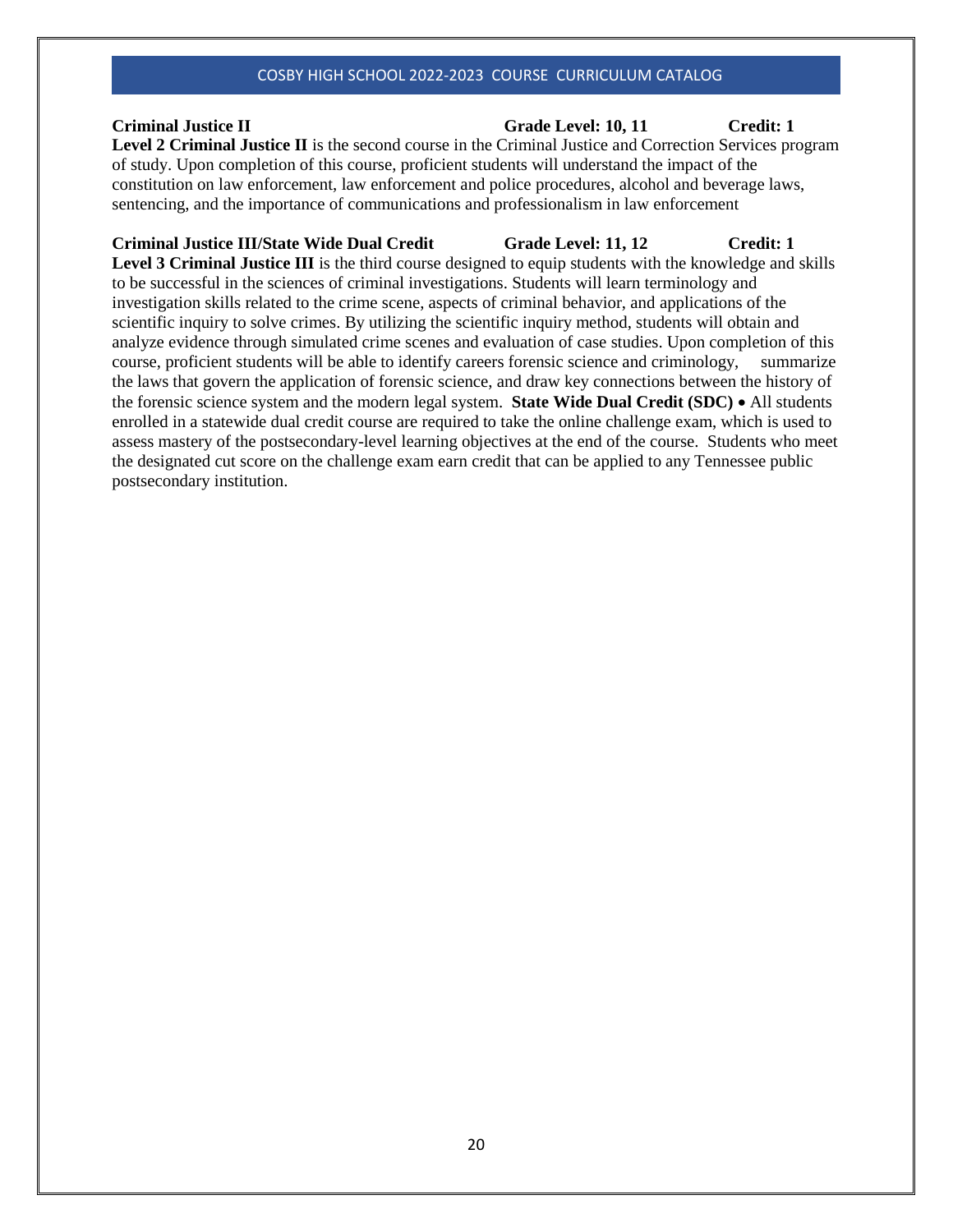**Criminal Justice II** **Grade Level: 10, 11** **Credit: 1**

**Level 2 Criminal Justice II** is the second course in the Criminal Justice and Correction Services program of study. Upon completion of this course, proficient students will understand the impact of the constitution on law enforcement, law enforcement and police procedures, alcohol and beverage laws, sentencing, and the importance of communications and professionalism in law enforcement

**Criminal Justice III/State Wide Dual Credit** **Grade Level: 11, 12** **Credit: 1**

**Level 3 Criminal Justice III** is the third course designed to equip students with the knowledge and skills to be successful in the sciences of criminal investigations. Students will learn terminology and investigation skills related to the crime scene, aspects of criminal behavior, and applications of the scientific inquiry to solve crimes. By utilizing the scientific inquiry method, students will obtain and analyze evidence through simulated crime scenes and evaluation of case studies. Upon completion of this course, proficient students will be able to identify careers forensic science and criminology, summarize the laws that govern the application of forensic science, and draw key connections between the history of the forensic science system and the modern legal system. **State Wide Dual Credit (SDC)** • All students enrolled in a statewide dual credit course are required to take the online challenge exam, which is used to assess mastery of the postsecondary-level learning objectives at the end of the course. Students who meet the designated cut score on the challenge exam earn credit that can be applied to any Tennessee public postsecondary institution.